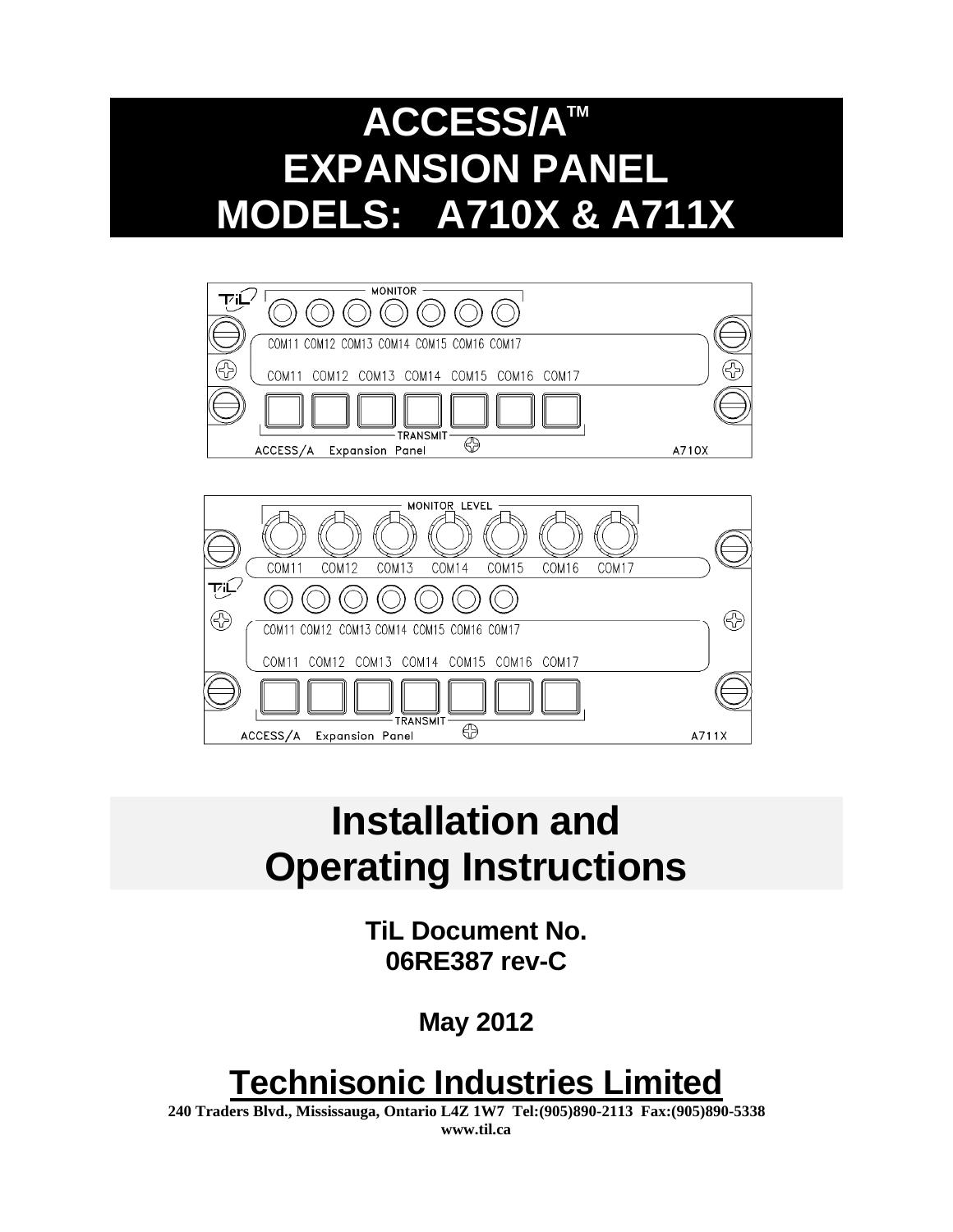# ACCESS/A™ EXPANSION PANEL MODELS: A710X & A711X

# Installation and Operating Instructions

**TiL Document No. 06RE387 rev-C**

**May 2012**

## Technisonic Industries Limited

**240 Traders Blvd., Mississauga, Ontario L4Z 1W7 Tel:(905)890-2113 Fax:(905)890-5338**
**www.til.ca**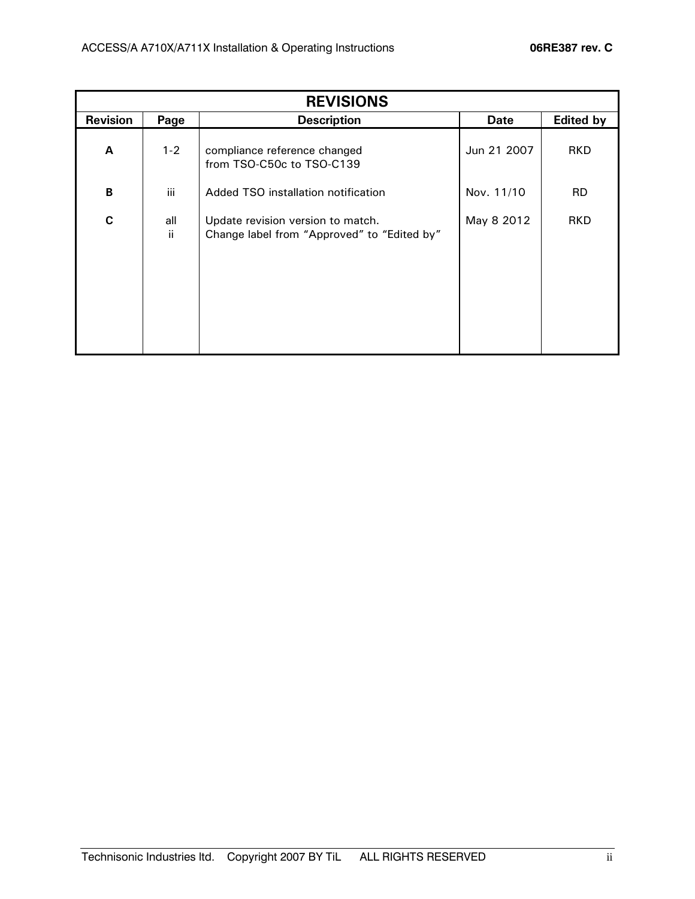| REVISIONS | | | | |
|---|---|---|---|---|
| **Revision** | **Page** | **Description** | **Date** | **Edited by** |
| **A** | 1-2 | compliance reference changed from TSO-C50c to TSO-C139 | Jun 21 2007 | RKD |
| **B** | iii | Added TSO installation notification | Nov. 11/10 | RD |
| **C** | all<br>ii | Update revision version to match.<br>Change label from "Approved" to "Edited by" | May 8 2012 | RKD |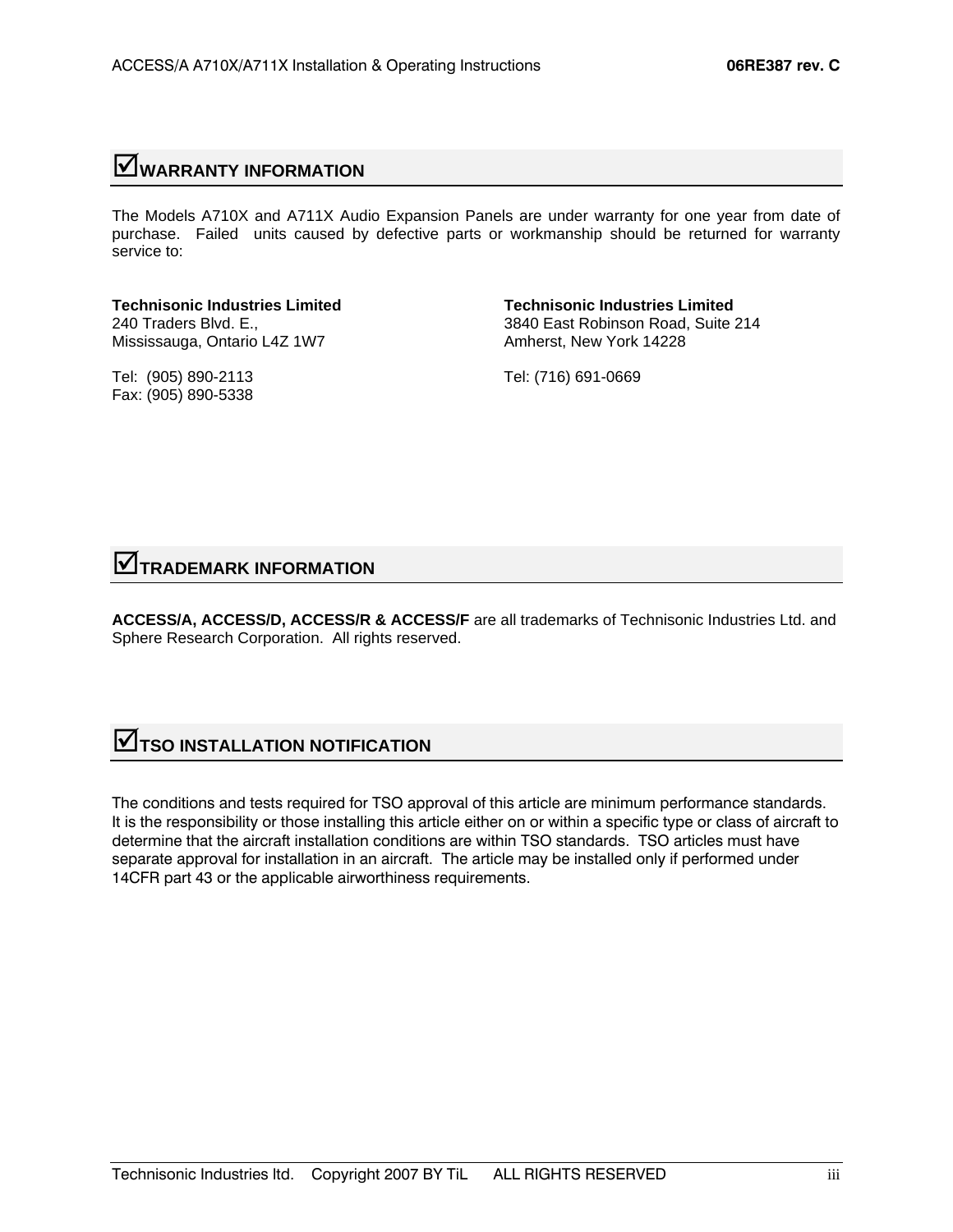## ☑WARRANTY INFORMATION

The Models A710X and A711X Audio Expansion Panels are under warranty for one year from date of purchase. Failed units caused by defective parts or workmanship should be returned for warranty service to:

**Technisonic Industries Limited**
240 Traders Blvd. E.,
Mississauga, Ontario L4Z 1W7

Tel: (905) 890-2113
Fax: (905) 890-5338

**Technisonic Industries Limited**
3840 East Robinson Road, Suite 214
Amherst, New York 14228

Tel: (716) 691-0669

## ☑TRADEMARK INFORMATION

**ACCESS/A, ACCESS/D, ACCESS/R & ACCESS/F** are all trademarks of Technisonic Industries Ltd. and Sphere Research Corporation. All rights reserved.

## ☑TSO INSTALLATION NOTIFICATION

The conditions and tests required for TSO approval of this article are minimum performance standards. It is the responsibility or those installing this article either on or within a specific type or class of aircraft to determine that the aircraft installation conditions are within TSO standards. TSO articles must have separate approval for installation in an aircraft. The article may be installed only if performed under 14CFR part 43 or the applicable airworthiness requirements.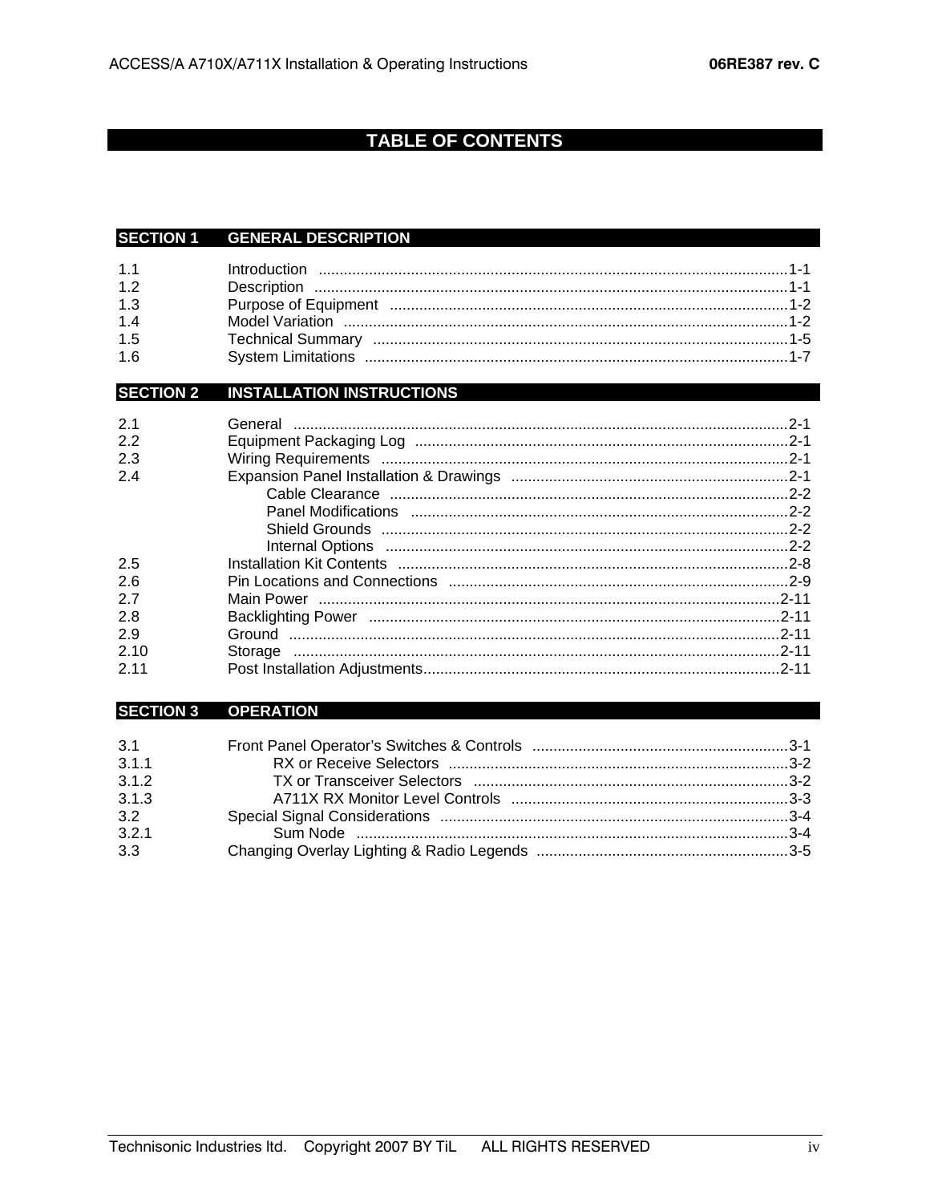# TABLE OF CONTENTS

## SECTION 1 GENERAL DESCRIPTION

| | | |
|---|---|---|
| 1.1 | Introduction | 1-1 |
| 1.2 | Description | 1-1 |
| 1.3 | Purpose of Equipment | 1-2 |
| 1.4 | Model Variation | 1-2 |
| 1.5 | Technical Summary | 1-5 |
| 1.6 | System Limitations | 1-7 |

## SECTION 2 INSTALLATION INSTRUCTIONS

| | | |
|---|---|---|
| 2.1 | General | 2-1 |
| 2.2 | Equipment Packaging Log | 2-1 |
| 2.3 | Wiring Requirements | 2-1 |
| 2.4 | Expansion Panel Installation & Drawings | 2-1 |
| | Cable Clearance | 2-2 |
| | Panel Modifications | 2-2 |
| | Shield Grounds | 2-2 |
| | Internal Options | 2-2 |
| 2.5 | Installation Kit Contents | 2-8 |
| 2.6 | Pin Locations and Connections | 2-9 |
| 2.7 | Main Power | 2-11 |
| 2.8 | Backlighting Power | 2-11 |
| 2.9 | Ground | 2-11 |
| 2.10 | Storage | 2-11 |
| 2.11 | Post Installation Adjustments | 2-11 |

## SECTION 3 OPERATION

| | | |
|---|---|---|
| 3.1 | Front Panel Operator's Switches & Controls | 3-1 |
| 3.1.1 | RX or Receive Selectors | 3-2 |
| 3.1.2 | TX or Transceiver Selectors | 3-2 |
| 3.1.3 | A711X RX Monitor Level Controls | 3-3 |
| 3.2 | Special Signal Considerations | 3-4 |
| 3.2.1 | Sum Node | 3-4 |
| 3.3 | Changing Overlay Lighting & Radio Legends | 3-5 |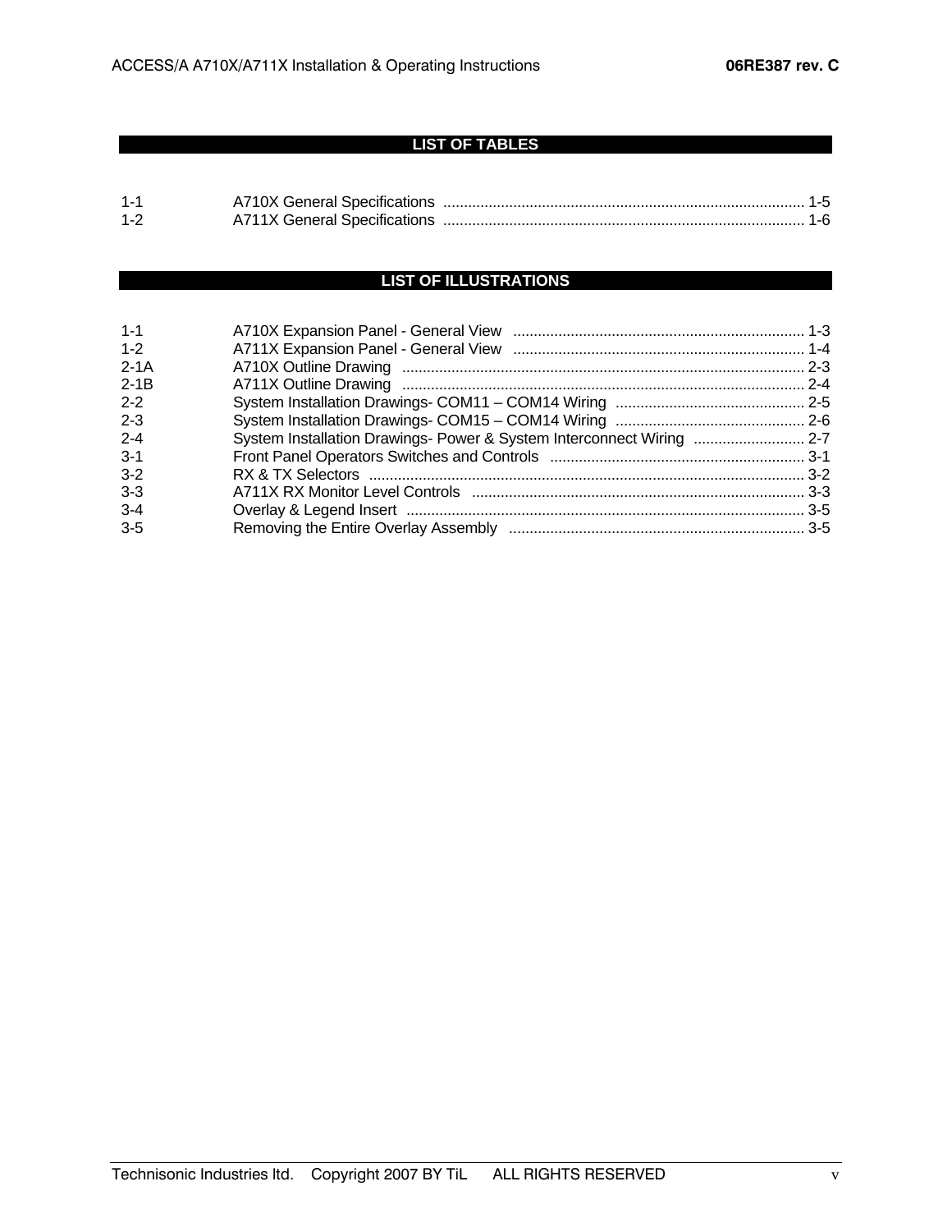## LIST OF TABLES

| | | |
|---|---|---|
| 1-1 | A710X General Specifications | 1-5 |
| 1-2 | A711X General Specifications | 1-6 |

## LIST OF ILLUSTRATIONS

| | | |
|---|---|---|
| 1-1 | A710X Expansion Panel - General View | 1-3 |
| 1-2 | A711X Expansion Panel - General View | 1-4 |
| 2-1A | A710X Outline Drawing | 2-3 |
| 2-1B | A711X Outline Drawing | 2-4 |
| 2-2 | System Installation Drawings- COM11 – COM14 Wiring | 2-5 |
| 2-3 | System Installation Drawings- COM15 – COM14 Wiring | 2-6 |
| 2-4 | System Installation Drawings- Power & System Interconnect Wiring | 2-7 |
| 3-1 | Front Panel Operators Switches and Controls | 3-1 |
| 3-2 | RX & TX Selectors | 3-2 |
| 3-3 | A711X RX Monitor Level Controls | 3-3 |
| 3-4 | Overlay & Legend Insert | 3-5 |
| 3-5 | Removing the Entire Overlay Assembly | 3-5 |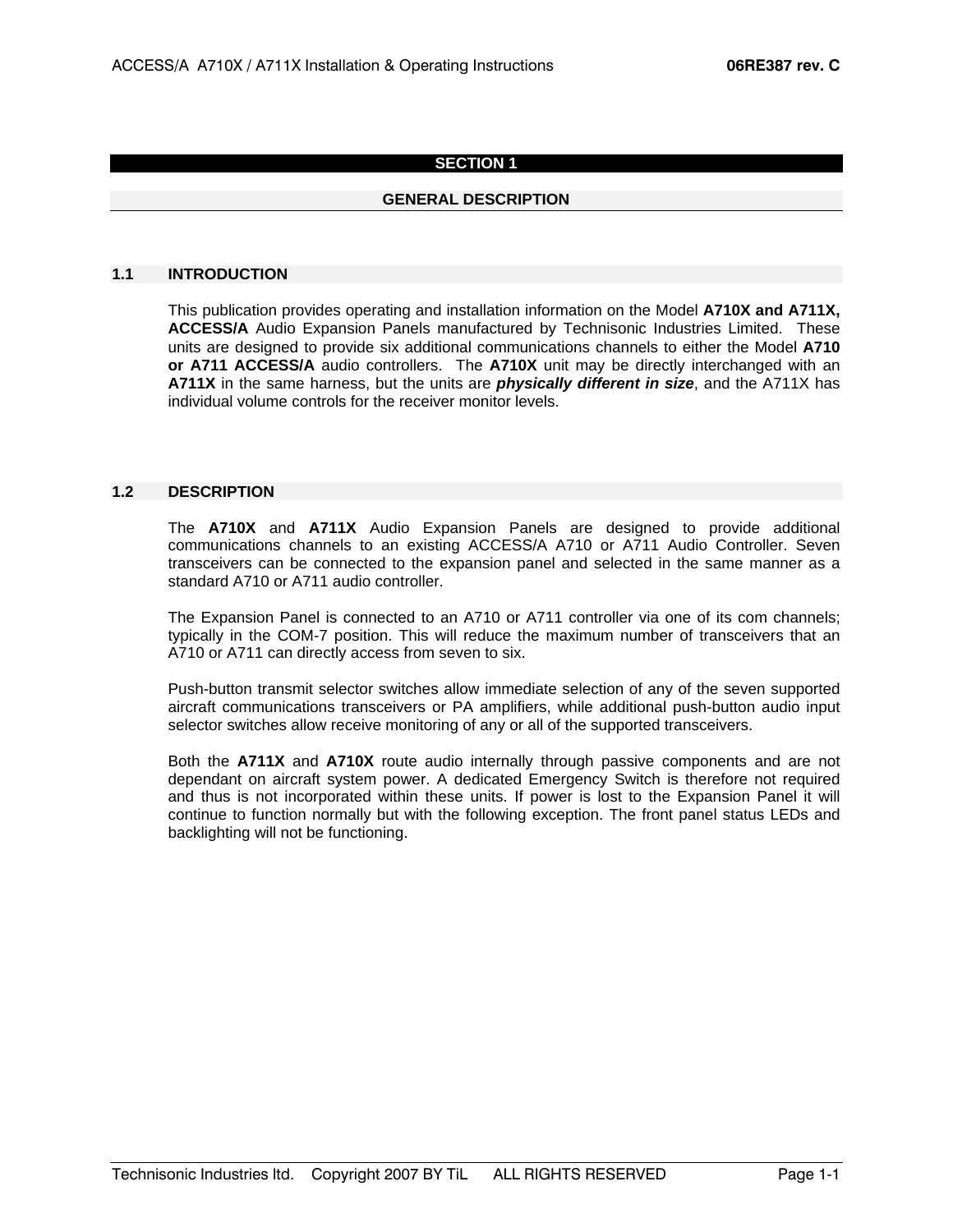# SECTION 1

## GENERAL DESCRIPTION

### 1.1 INTRODUCTION

This publication provides operating and installation information on the Model **A710X and A711X, ACCESS/A** Audio Expansion Panels manufactured by Technisonic Industries Limited. These units are designed to provide six additional communications channels to either the Model **A710 or A711 ACCESS/A** audio controllers. The **A710X** unit may be directly interchanged with an **A711X** in the same harness, but the units are ***physically different in size***, and the A711X has individual volume controls for the receiver monitor levels.

### 1.2 DESCRIPTION

The **A710X** and **A711X** Audio Expansion Panels are designed to provide additional communications channels to an existing ACCESS/A A710 or A711 Audio Controller. Seven transceivers can be connected to the expansion panel and selected in the same manner as a standard A710 or A711 audio controller.

The Expansion Panel is connected to an A710 or A711 controller via one of its com channels; typically in the COM-7 position. This will reduce the maximum number of transceivers that an A710 or A711 can directly access from seven to six.

Push-button transmit selector switches allow immediate selection of any of the seven supported aircraft communications transceivers or PA amplifiers, while additional push-button audio input selector switches allow receive monitoring of any or all of the supported transceivers.

Both the **A711X** and **A710X** route audio internally through passive components and are not dependant on aircraft system power. A dedicated Emergency Switch is therefore not required and thus is not incorporated within these units. If power is lost to the Expansion Panel it will continue to function normally but with the following exception. The front panel status LEDs and backlighting will not be functioning.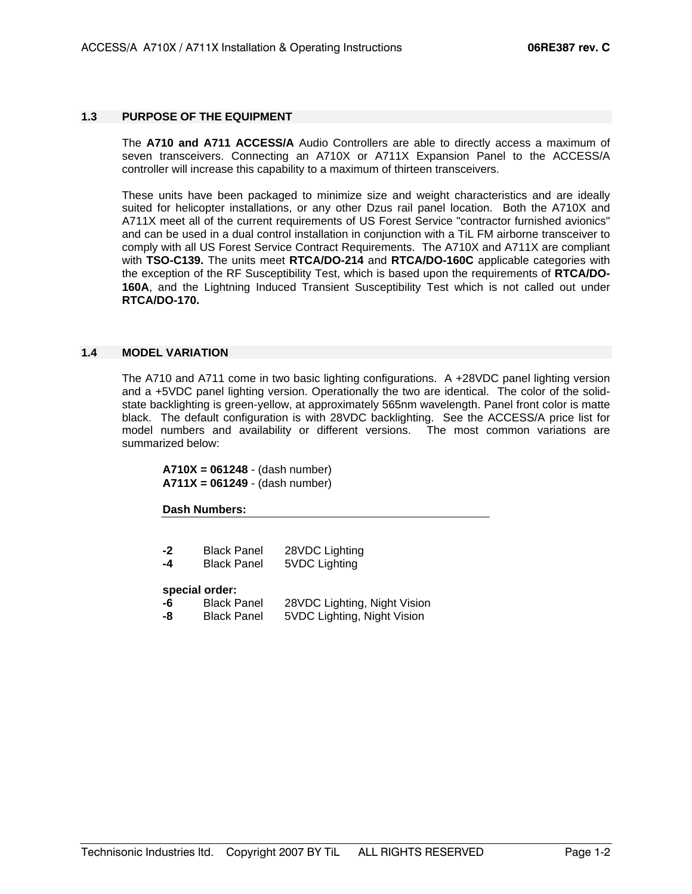## 1.3 PURPOSE OF THE EQUIPMENT

The **A710 and A711 ACCESS/A** Audio Controllers are able to directly access a maximum of seven transceivers. Connecting an A710X or A711X Expansion Panel to the ACCESS/A controller will increase this capability to a maximum of thirteen transceivers.

These units have been packaged to minimize size and weight characteristics and are ideally suited for helicopter installations, or any other Dzus rail panel location. Both the A710X and A711X meet all of the current requirements of US Forest Service "contractor furnished avionics" and can be used in a dual control installation in conjunction with a TiL FM airborne transceiver to comply with all US Forest Service Contract Requirements. The A710X and A711X are compliant with **TSO-C139.** The units meet **RTCA/DO-214** and **RTCA/DO-160C** applicable categories with the exception of the RF Susceptibility Test, which is based upon the requirements of **RTCA/DO-160A**, and the Lightning Induced Transient Susceptibility Test which is not called out under **RTCA/DO-170.**

## 1.4 MODEL VARIATION

The A710 and A711 come in two basic lighting configurations. A +28VDC panel lighting version and a +5VDC panel lighting version. Operationally the two are identical. The color of the solid-state backlighting is green-yellow, at approximately 565nm wavelength. Panel front color is matte black. The default configuration is with 28VDC backlighting. See the ACCESS/A price list for model numbers and availability or different versions. The most common variations are summarized below:

**A710X = 061248** - (dash number)
**A711X = 061249** - (dash number)

**Dash Numbers:**

| | | |
|---|---|---|
| **-2** | Black Panel | 28VDC Lighting |
| **-4** | Black Panel | 5VDC Lighting |

**special order:**

| | | |
|---|---|---|
| **-6** | Black Panel | 28VDC Lighting, Night Vision |
| **-8** | Black Panel | 5VDC Lighting, Night Vision |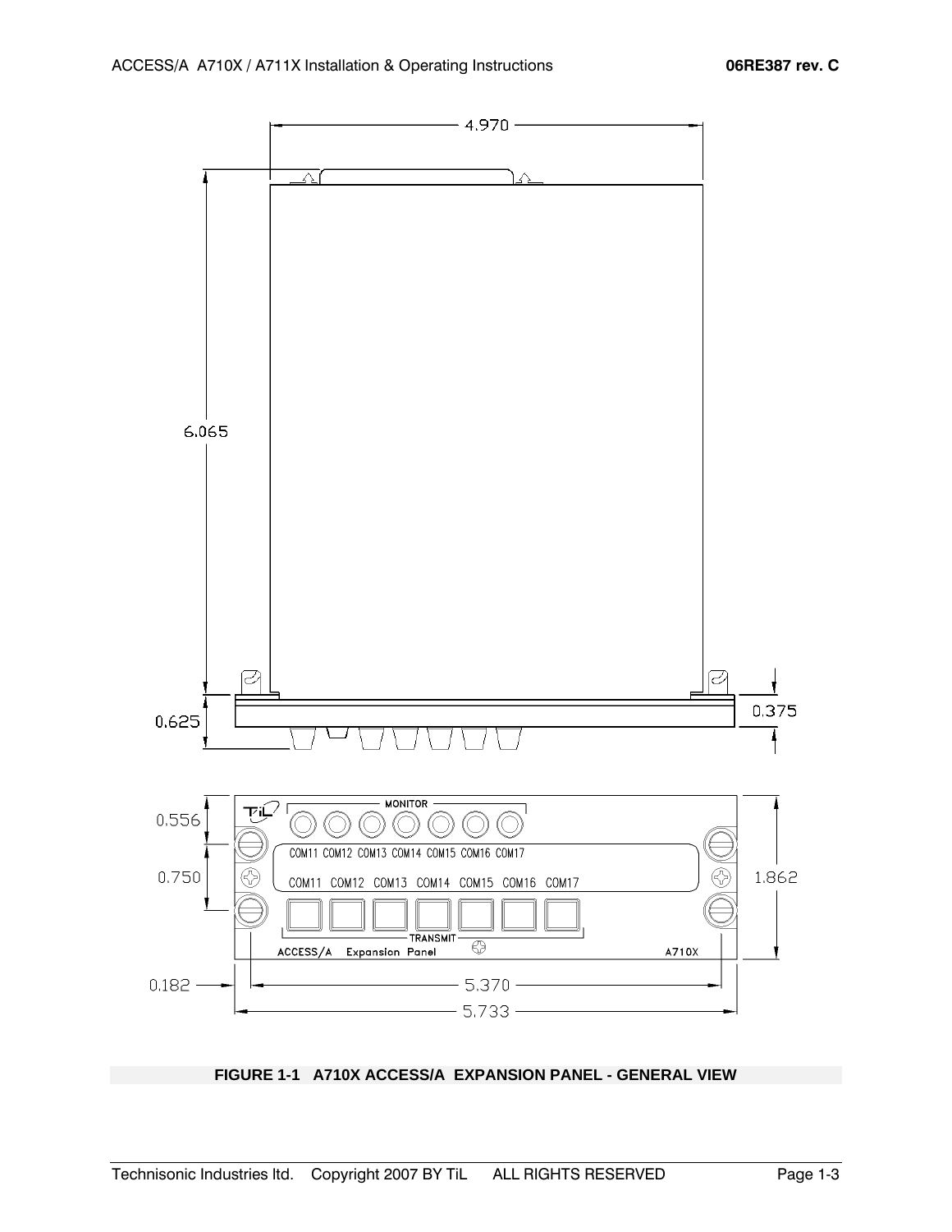FIGURE 1-1   A710X ACCESS/A  EXPANSION PANEL - GENERAL VIEW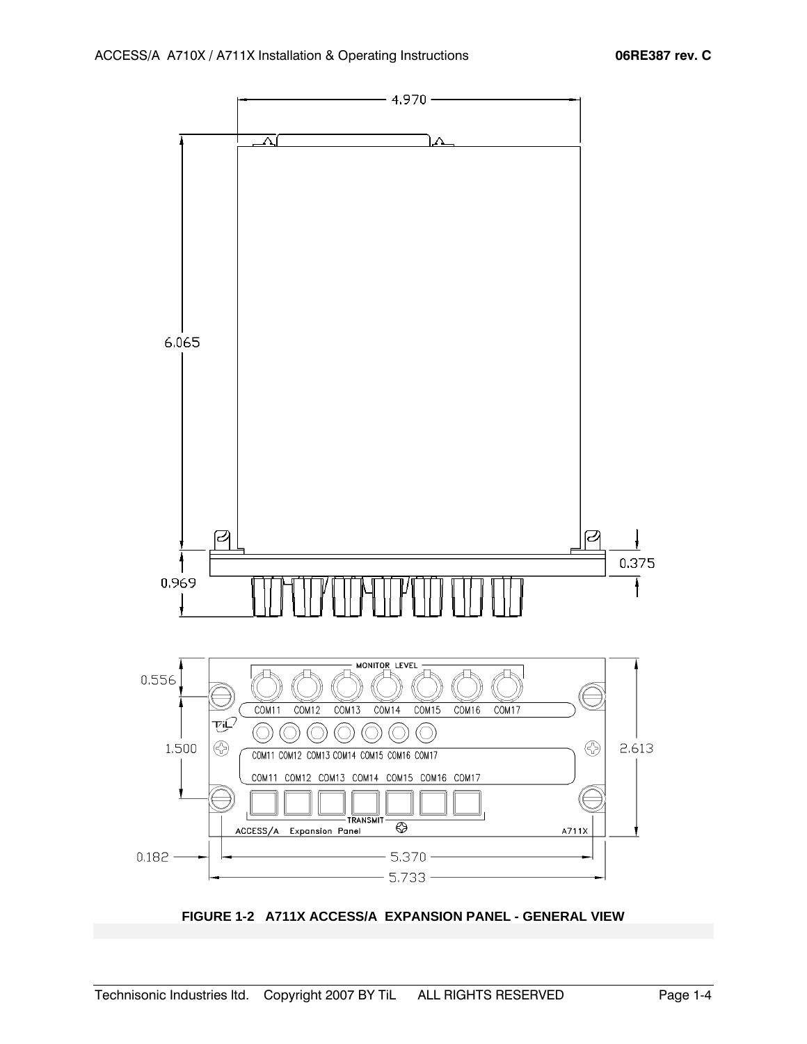**FIGURE 1-2 A711X ACCESS/A EXPANSION PANEL - GENERAL VIEW**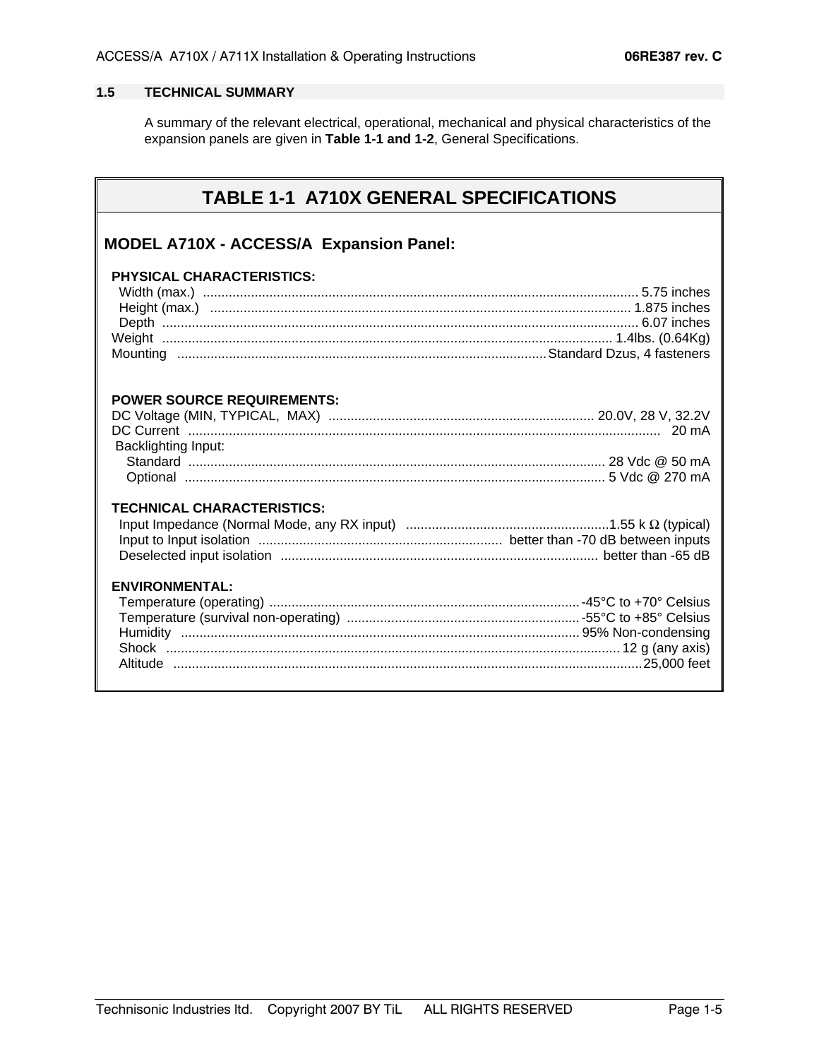## 1.5 TECHNICAL SUMMARY

A summary of the relevant electrical, operational, mechanical and physical characteristics of the expansion panels are given in **Table 1-1 and 1-2**, General Specifications.

## TABLE 1-1 A710X GENERAL SPECIFICATIONS

### MODEL A710X - ACCESS/A Expansion Panel:

**PHYSICAL CHARACTERISTICS:**

| | |
|---|---|
| Width (max.) | 5.75 inches |
| Height (max.) | 1.875 inches |
| Depth | 6.07 inches |
| Weight | 1.4lbs. (0.64Kg) |
| Mounting | Standard Dzus, 4 fasteners |

**POWER SOURCE REQUIREMENTS:**

| | |
|---|---|
| DC Voltage (MIN, TYPICAL, MAX) | 20.0V, 28 V, 32.2V |
| DC Current | 20 mA |
| Backlighting Input: | |
| Standard | 28 Vdc @ 50 mA |
| Optional | 5 Vdc @ 270 mA |

**TECHNICAL CHARACTERISTICS:**

| | |
|---|---|
| Input Impedance (Normal Mode, any RX input) | 1.55 k Ω (typical) |
| Input to Input isolation | better than -70 dB between inputs |
| Deselected input isolation | better than -65 dB |

**ENVIRONMENTAL:**

| | |
|---|---|
| Temperature (operating) | -45°C to +70° Celsius |
| Temperature (survival non-operating) | -55°C to +85° Celsius |
| Humidity | 95% Non-condensing |
| Shock | 12 g (any axis) |
| Altitude | 25,000 feet |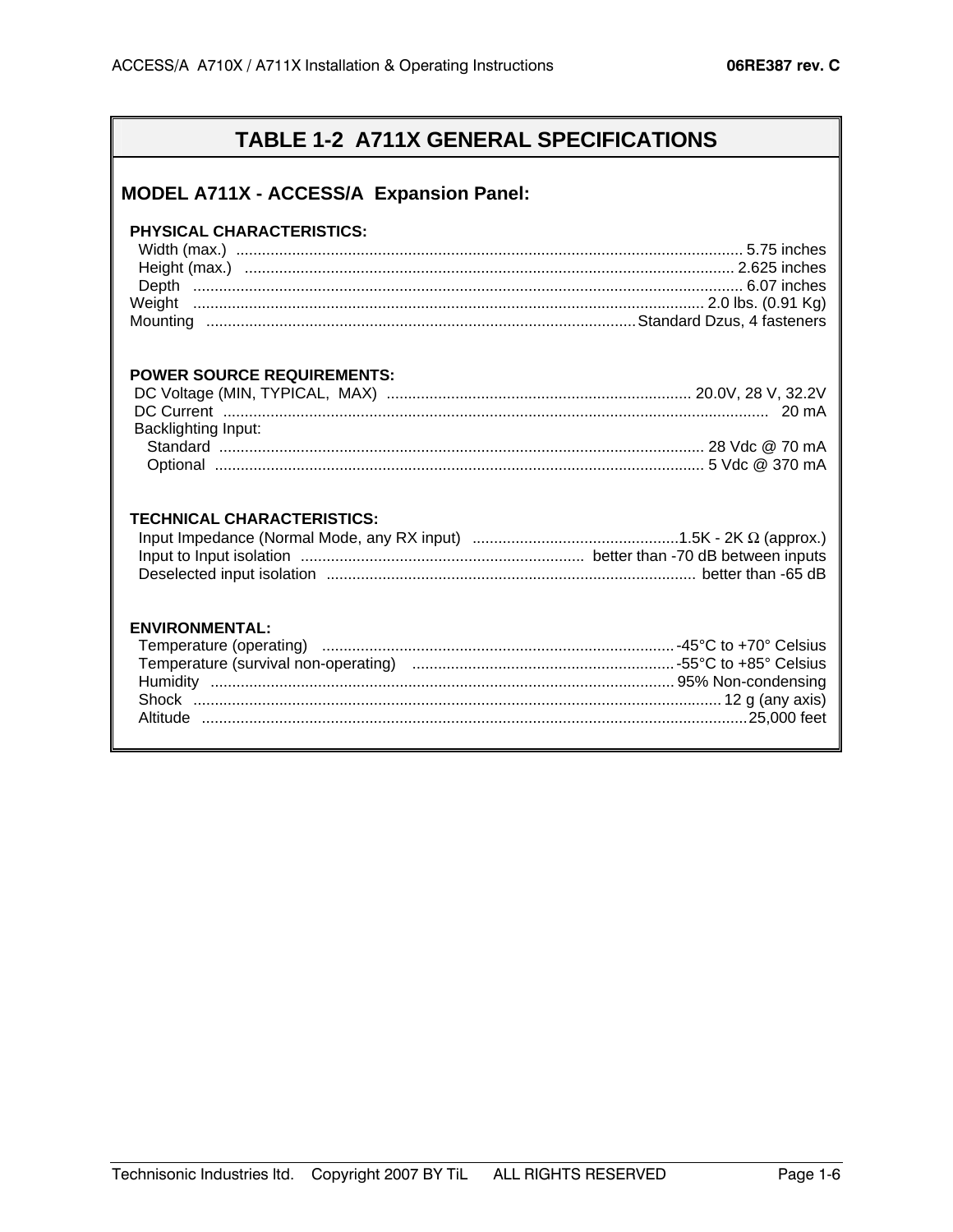# TABLE 1-2 A711X GENERAL SPECIFICATIONS

## MODEL A711X - ACCESS/A Expansion Panel:

**PHYSICAL CHARACTERISTICS:**

| Parameter | Value |
|---|---|
| Width (max.) | 5.75 inches |
| Height (max.) | 2.625 inches |
| Depth | 6.07 inches |
| Weight | 2.0 lbs. (0.91 Kg) |
| Mounting | Standard Dzus, 4 fasteners |

**POWER SOURCE REQUIREMENTS:**

| Parameter | Value |
|---|---|
| DC Voltage (MIN, TYPICAL, MAX) | 20.0V, 28 V, 32.2V |
| DC Current | 20 mA |
| Backlighting Input: | |
| Standard | 28 Vdc @ 70 mA |
| Optional | 5 Vdc @ 370 mA |

**TECHNICAL CHARACTERISTICS:**

| Parameter | Value |
|---|---|
| Input Impedance (Normal Mode, any RX input) | 1.5K - 2K Ω (approx.) |
| Input to Input isolation | better than -70 dB between inputs |
| Deselected input isolation | better than -65 dB |

**ENVIRONMENTAL:**

| Parameter | Value |
|---|---|
| Temperature (operating) | -45°C to +70° Celsius |
| Temperature (survival non-operating) | -55°C to +85° Celsius |
| Humidity | 95% Non-condensing |
| Shock | 12 g (any axis) |
| Altitude | 25,000 feet |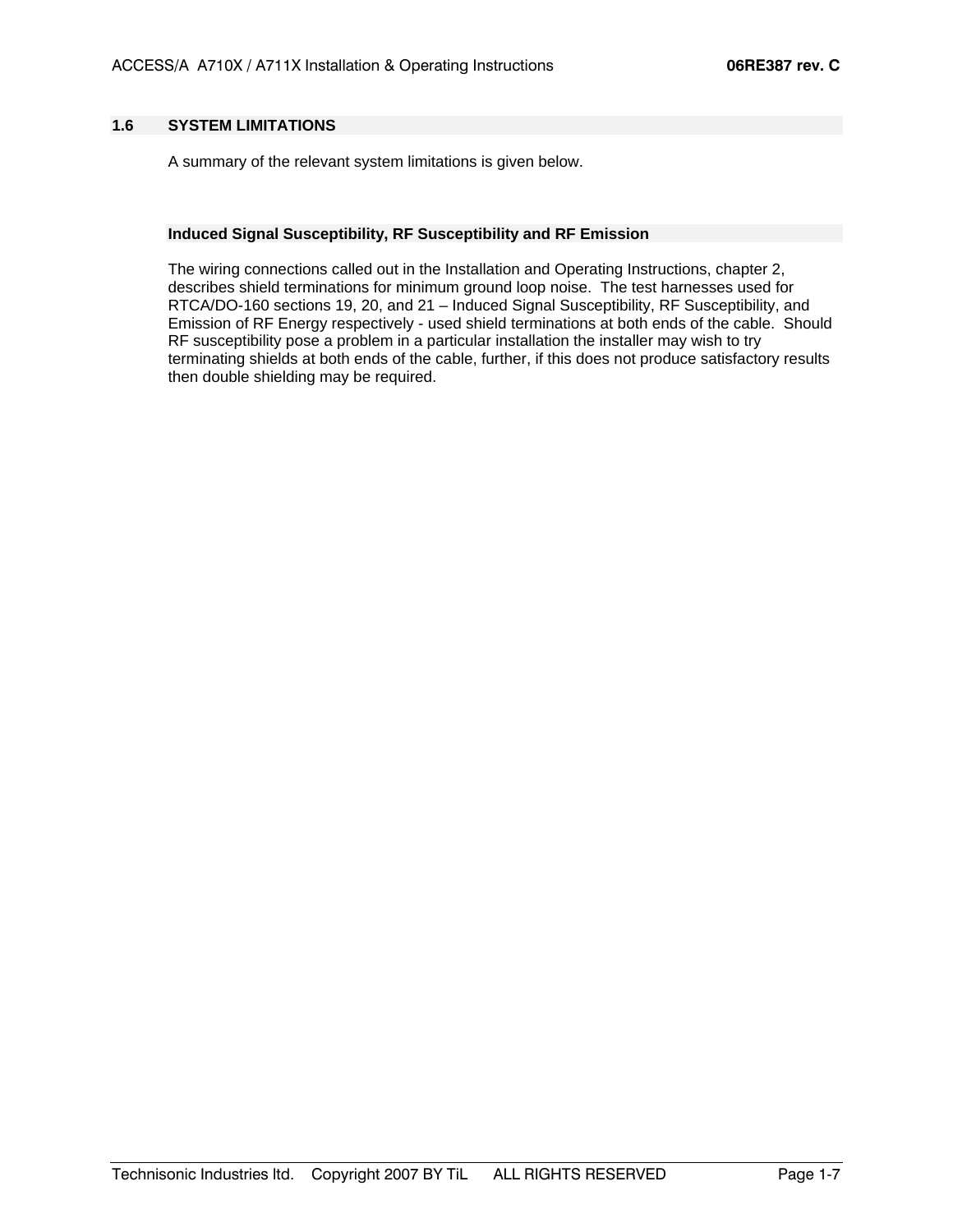## 1.6 SYSTEM LIMITATIONS

A summary of the relevant system limitations is given below.

### Induced Signal Susceptibility, RF Susceptibility and RF Emission

The wiring connections called out in the Installation and Operating Instructions, chapter 2, describes shield terminations for minimum ground loop noise. The test harnesses used for RTCA/DO-160 sections 19, 20, and 21 – Induced Signal Susceptibility, RF Susceptibility, and Emission of RF Energy respectively - used shield terminations at both ends of the cable. Should RF susceptibility pose a problem in a particular installation the installer may wish to try terminating shields at both ends of the cable, further, if this does not produce satisfactory results then double shielding may be required.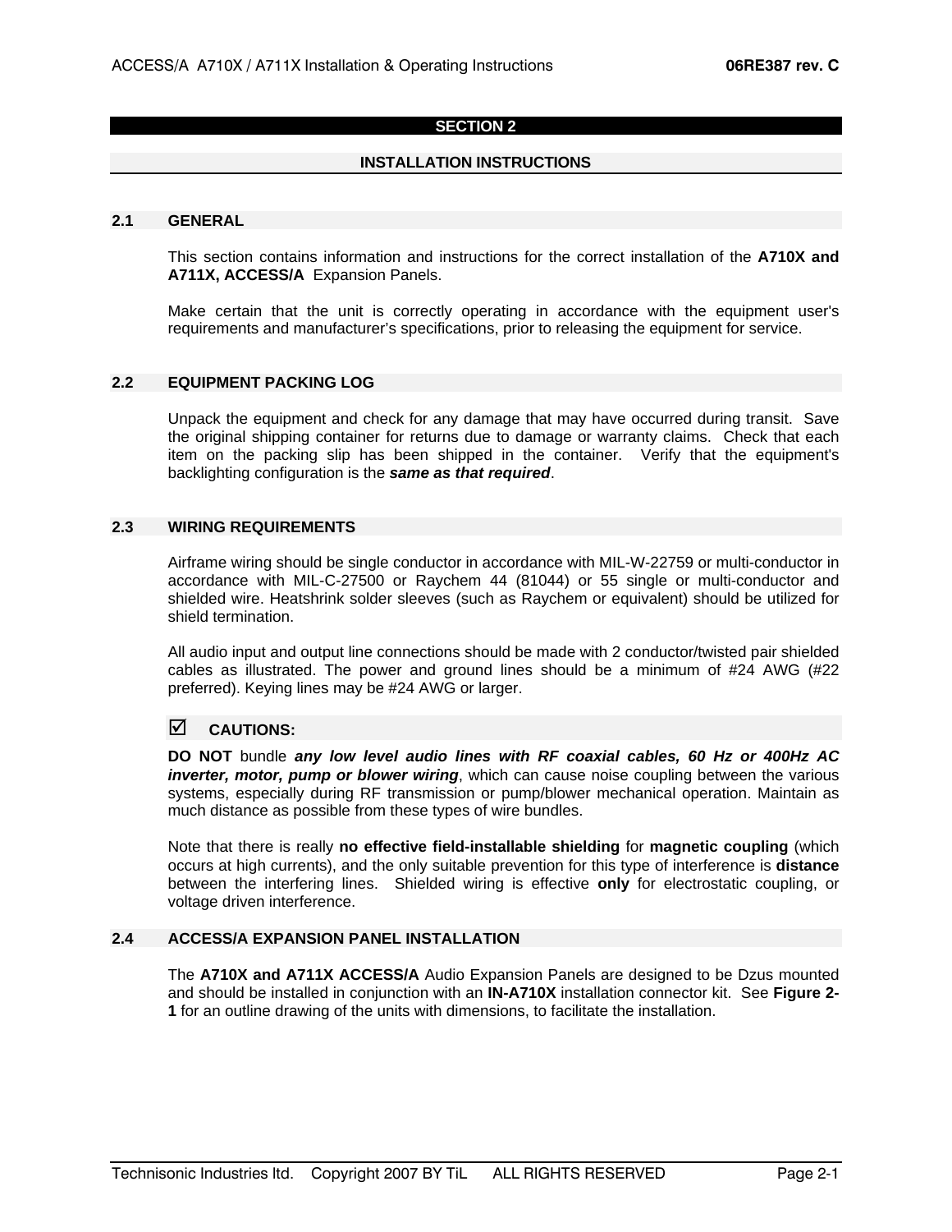# SECTION 2

## INSTALLATION INSTRUCTIONS

### 2.1 GENERAL

This section contains information and instructions for the correct installation of the **A710X and A711X, ACCESS/A** Expansion Panels.

Make certain that the unit is correctly operating in accordance with the equipment user's requirements and manufacturer's specifications, prior to releasing the equipment for service.

### 2.2 EQUIPMENT PACKING LOG

Unpack the equipment and check for any damage that may have occurred during transit. Save the original shipping container for returns due to damage or warranty claims. Check that each item on the packing slip has been shipped in the container. Verify that the equipment's backlighting configuration is the ***same as that required***.

### 2.3 WIRING REQUIREMENTS

Airframe wiring should be single conductor in accordance with MIL-W-22759 or multi-conductor in accordance with MIL-C-27500 or Raychem 44 (81044) or 55 single or multi-conductor and shielded wire. Heatshrink solder sleeves (such as Raychem or equivalent) should be utilized for shield termination.

All audio input and output line connections should be made with 2 conductor/twisted pair shielded cables as illustrated. The power and ground lines should be a minimum of #24 AWG (#22 preferred). Keying lines may be #24 AWG or larger.

☑ **CAUTIONS:**

**DO NOT** bundle ***any low level audio lines with RF coaxial cables, 60 Hz or 400Hz AC inverter, motor, pump or blower wiring***, which can cause noise coupling between the various systems, especially during RF transmission or pump/blower mechanical operation. Maintain as much distance as possible from these types of wire bundles.

Note that there is really **no effective field-installable shielding** for **magnetic coupling** (which occurs at high currents), and the only suitable prevention for this type of interference is **distance** between the interfering lines. Shielded wiring is effective **only** for electrostatic coupling, or voltage driven interference.

### 2.4 ACCESS/A EXPANSION PANEL INSTALLATION

The **A710X and A711X ACCESS/A** Audio Expansion Panels are designed to be Dzus mounted and should be installed in conjunction with an **IN-A710X** installation connector kit. See **Figure 2-1** for an outline drawing of the units with dimensions, to facilitate the installation.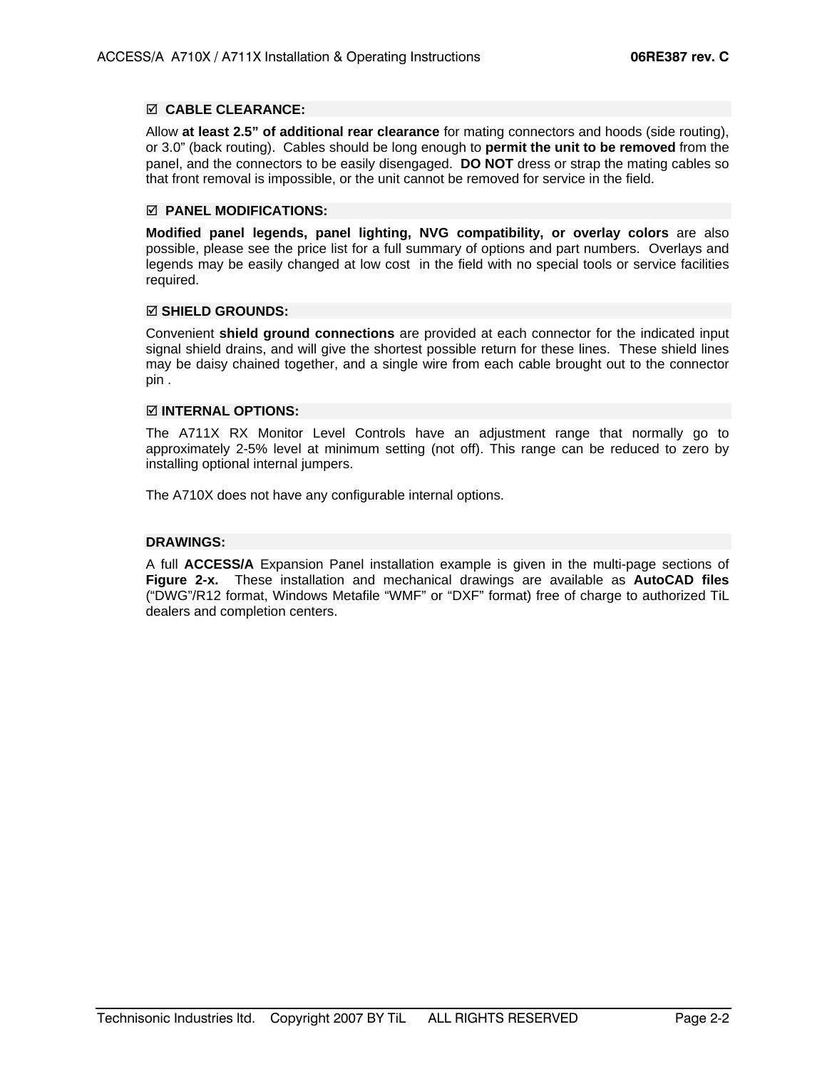### ☑ CABLE CLEARANCE:

Allow **at least 2.5" of additional rear clearance** for mating connectors and hoods (side routing), or 3.0" (back routing). Cables should be long enough to **permit the unit to be removed** from the panel, and the connectors to be easily disengaged. **DO NOT** dress or strap the mating cables so that front removal is impossible, or the unit cannot be removed for service in the field.

### ☑ PANEL MODIFICATIONS:

**Modified panel legends, panel lighting, NVG compatibility, or overlay colors** are also possible, please see the price list for a full summary of options and part numbers. Overlays and legends may be easily changed at low cost in the field with no special tools or service facilities required.

### ☑ SHIELD GROUNDS:

Convenient **shield ground connections** are provided at each connector for the indicated input signal shield drains, and will give the shortest possible return for these lines. These shield lines may be daisy chained together, and a single wire from each cable brought out to the connector pin .

### ☑ INTERNAL OPTIONS:

The A711X RX Monitor Level Controls have an adjustment range that normally go to approximately 2-5% level at minimum setting (not off). This range can be reduced to zero by installing optional internal jumpers.

The A710X does not have any configurable internal options.

### DRAWINGS:

A full **ACCESS/A** Expansion Panel installation example is given in the multi-page sections of **Figure 2-x.** These installation and mechanical drawings are available as **AutoCAD files** ("DWG"/R12 format, Windows Metafile "WMF" or "DXF" format) free of charge to authorized TiL dealers and completion centers.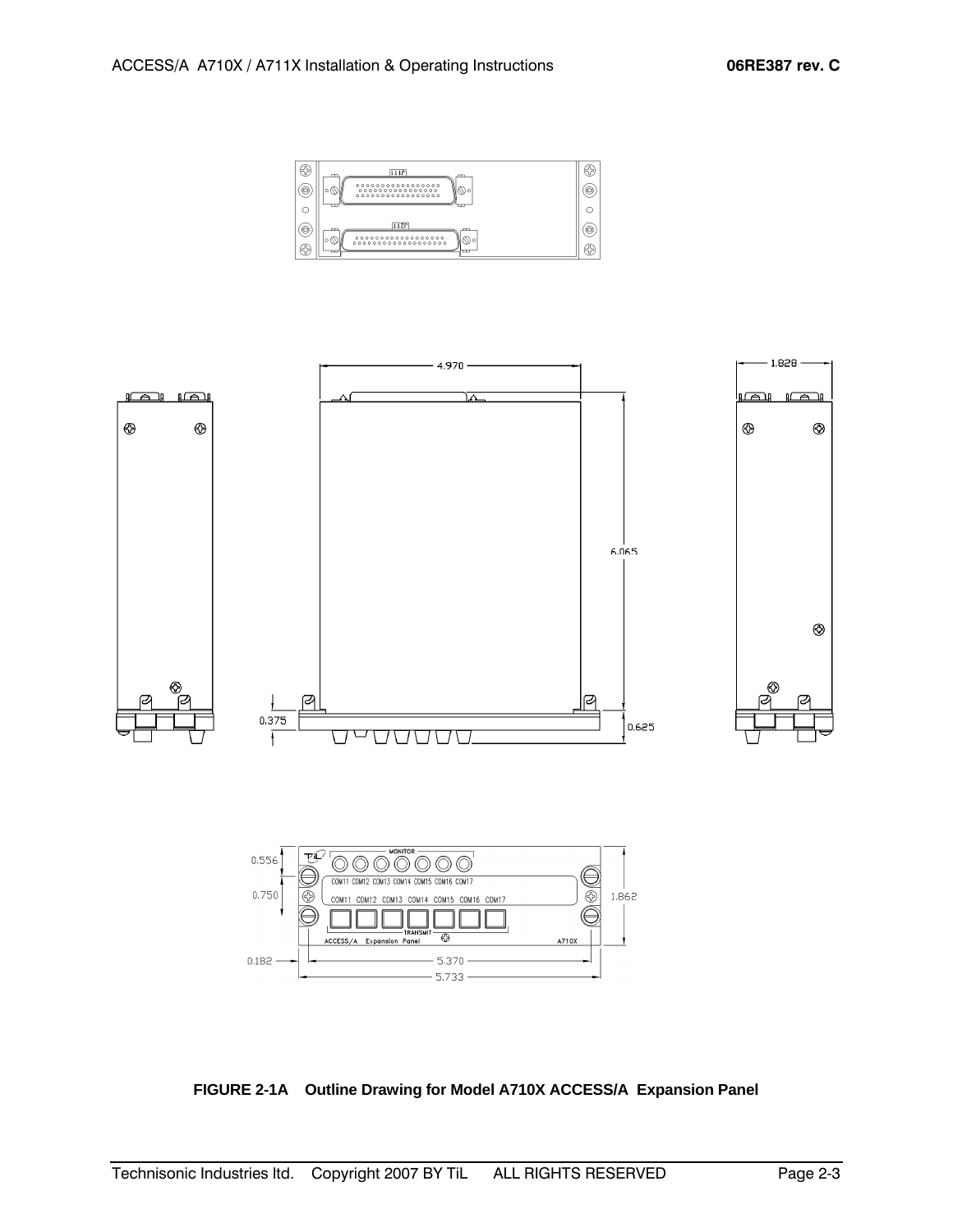**FIGURE 2-1A Outline Drawing for Model A710X ACCESS/A Expansion Panel**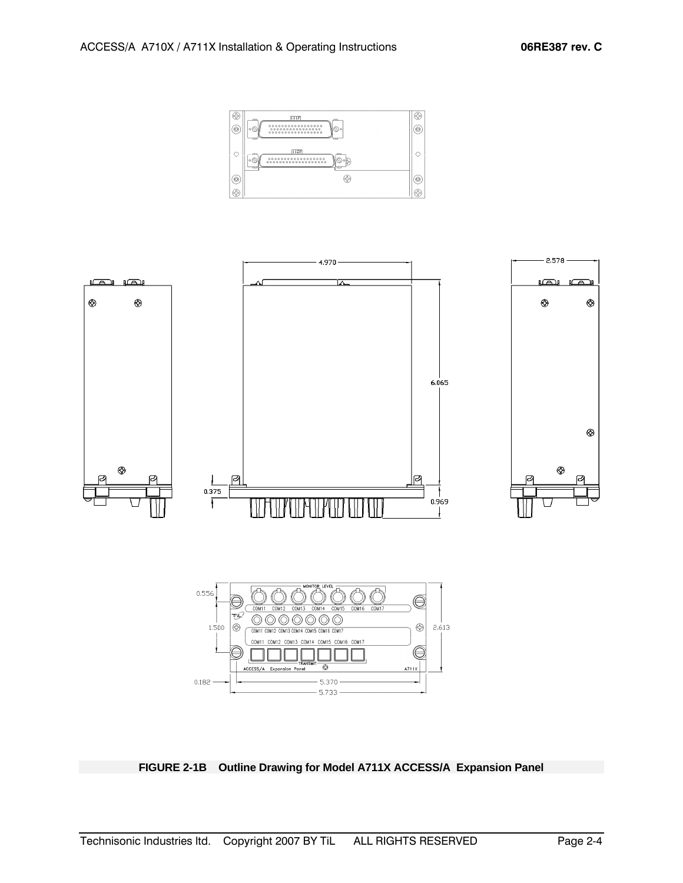**FIGURE 2-1B Outline Drawing for Model A711X ACCESS/A Expansion Panel**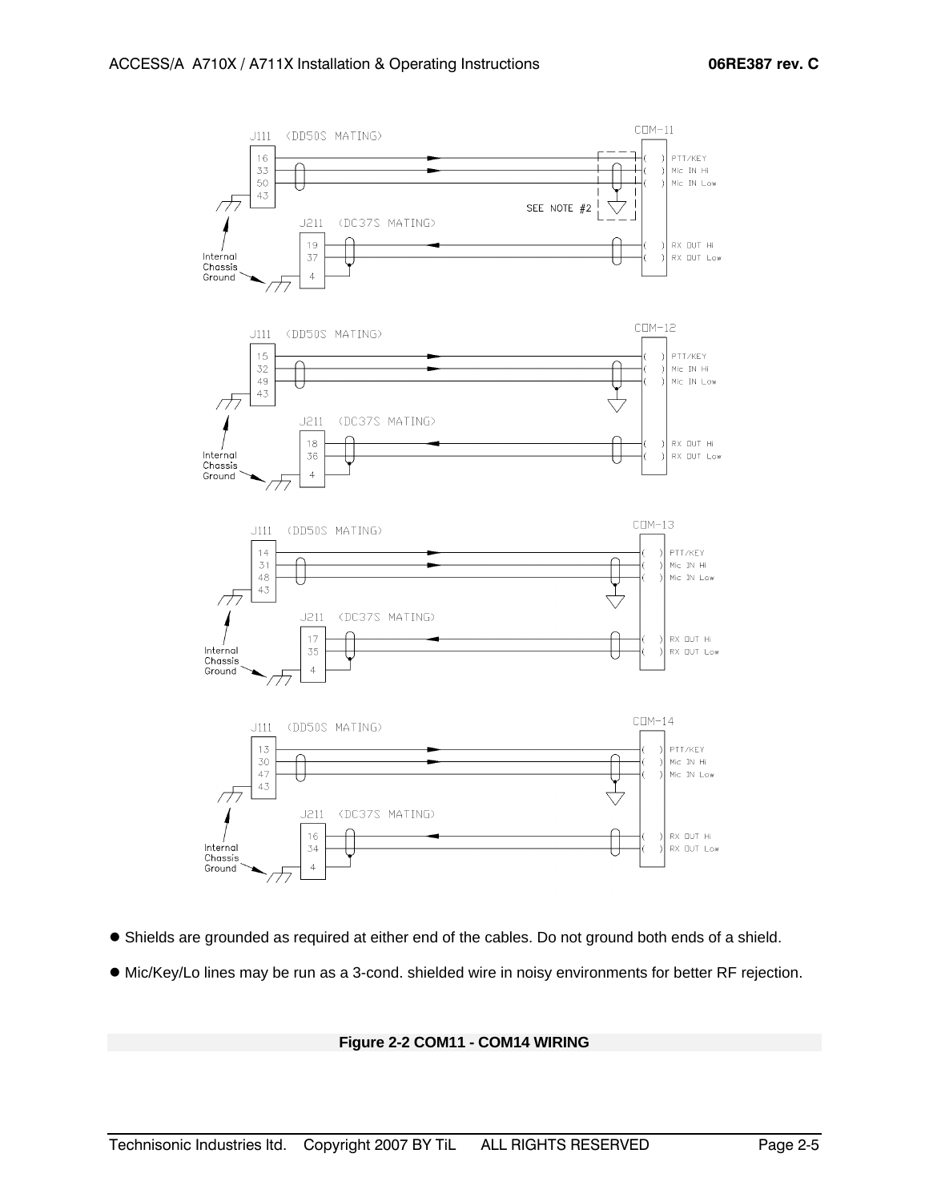- Shields are grounded as required at either end of the cables. Do not ground both ends of a shield.
- Mic/Key/Lo lines may be run as a 3-cond. shielded wire in noisy environments for better RF rejection.

**Figure 2-2 COM11 - COM14 WIRING**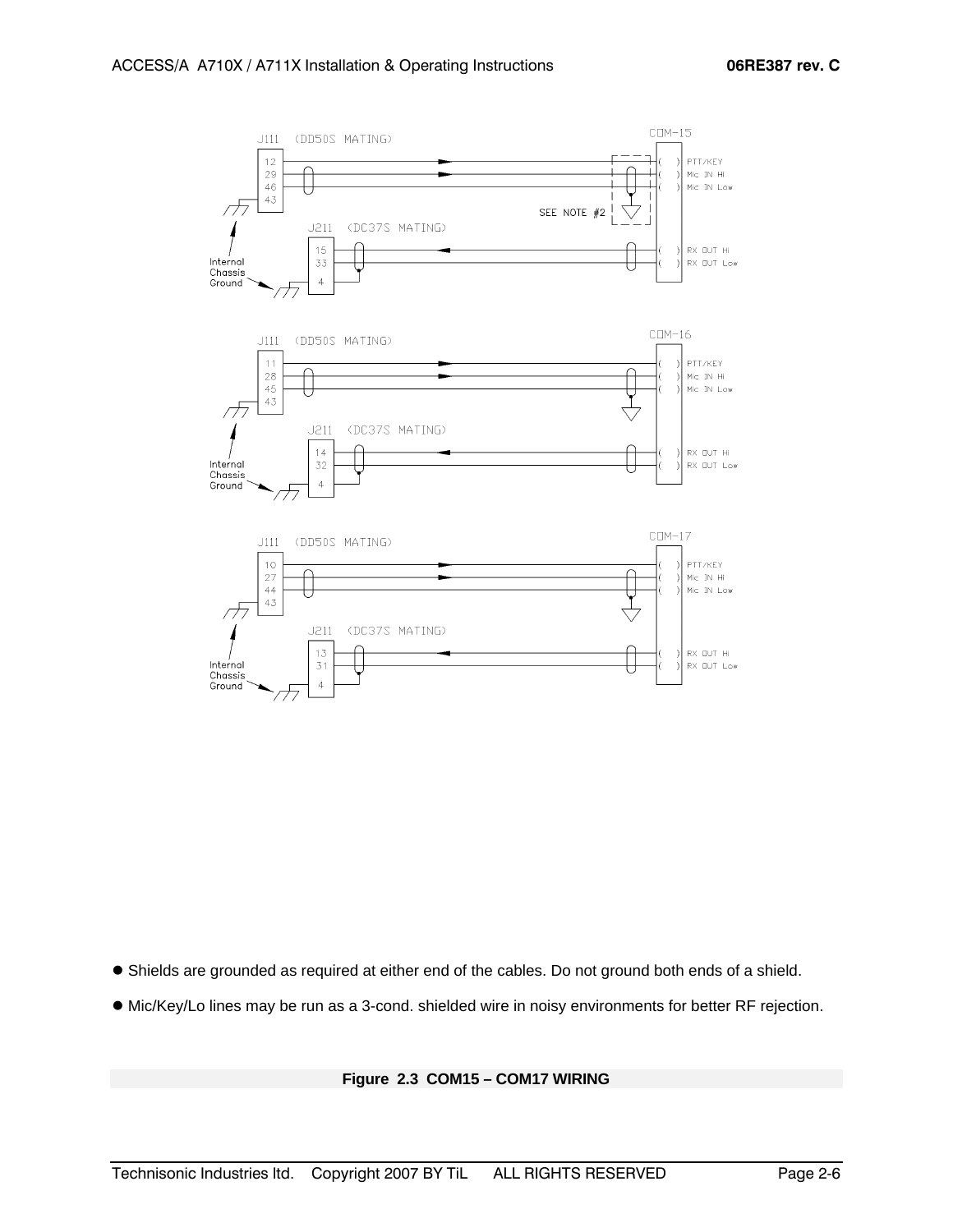- Shields are grounded as required at either end of the cables. Do not ground both ends of a shield.
- Mic/Key/Lo lines may be run as a 3-cond. shielded wire in noisy environments for better RF rejection.

**Figure 2.3 COM15 – COM17 WIRING**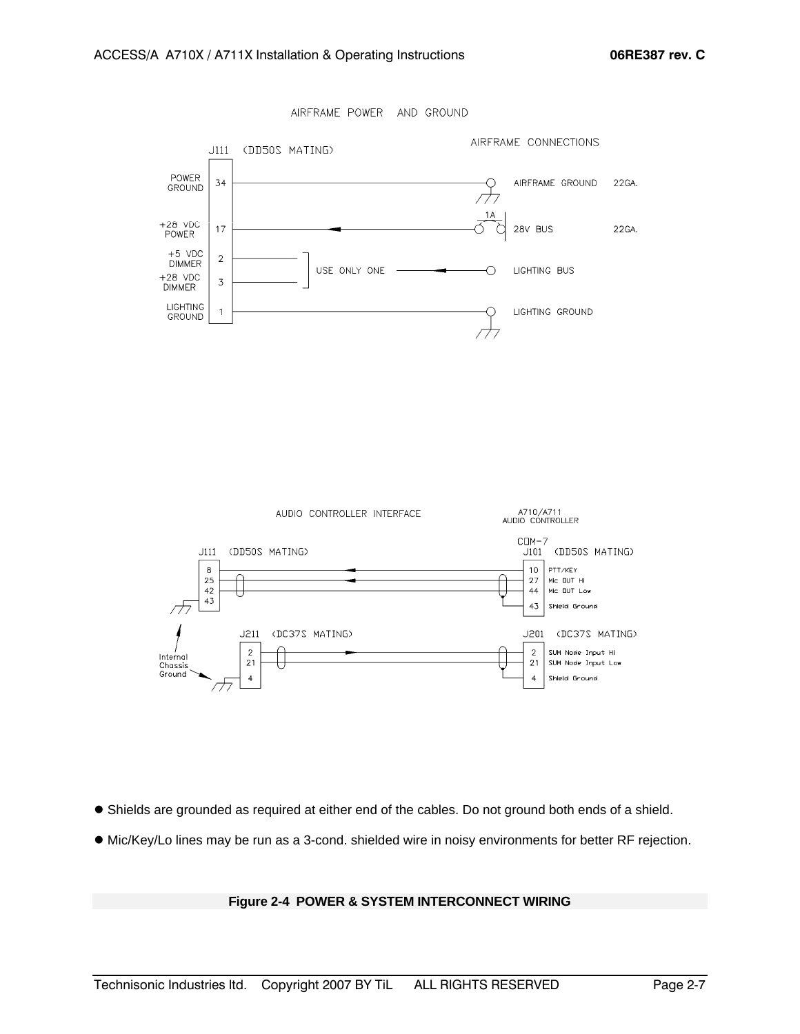AIRFRAME POWER AND GROUND

J111 (DD50S MATING)

AIRFRAME CONNECTIONS

| J111 Pin | Function | Airframe Connection | Wire |
| --- | --- | --- | --- |
| 34 | POWER GROUND | AIRFRAME GROUND | 22GA. |
| 17 | +28 VDC POWER | 28V BUS (1A) | 22GA. |
| 2 | +5 VDC DIMMER | LIGHTING BUS (USE ONLY ONE) | |
| 3 | +28 VDC DIMMER | LIGHTING BUS (USE ONLY ONE) | |
| 1 | LIGHTING GROUND | LIGHTING GROUND | |

AUDIO CONTROLLER INTERFACE

A710/A711 AUDIO CONTROLLER

| J111 (DD50S MATING) | COM-7 J101 (DD50S MATING) | Function |
| --- | --- | --- |
| 8 | 10 | PTT/KEY |
| 25 | 27 | Mic OUT HI |
| 42 | 44 | Mic OUT Low |
| 43 | 43 | Shield Ground |

| J211 (DC37S MATING) | J201 (DC37S MATING) | Function |
| --- | --- | --- |
| 2 | 2 | SUM Node Input HI |
| 21 | 21 | SUM Node Input Low |
| 4 | 4 | Shield Ground |

Internal Chassis Ground

- Shields are grounded as required at either end of the cables. Do not ground both ends of a shield.
- Mic/Key/Lo lines may be run as a 3-cond. shielded wire in noisy environments for better RF rejection.

**Figure 2-4 POWER & SYSTEM INTERCONNECT WIRING**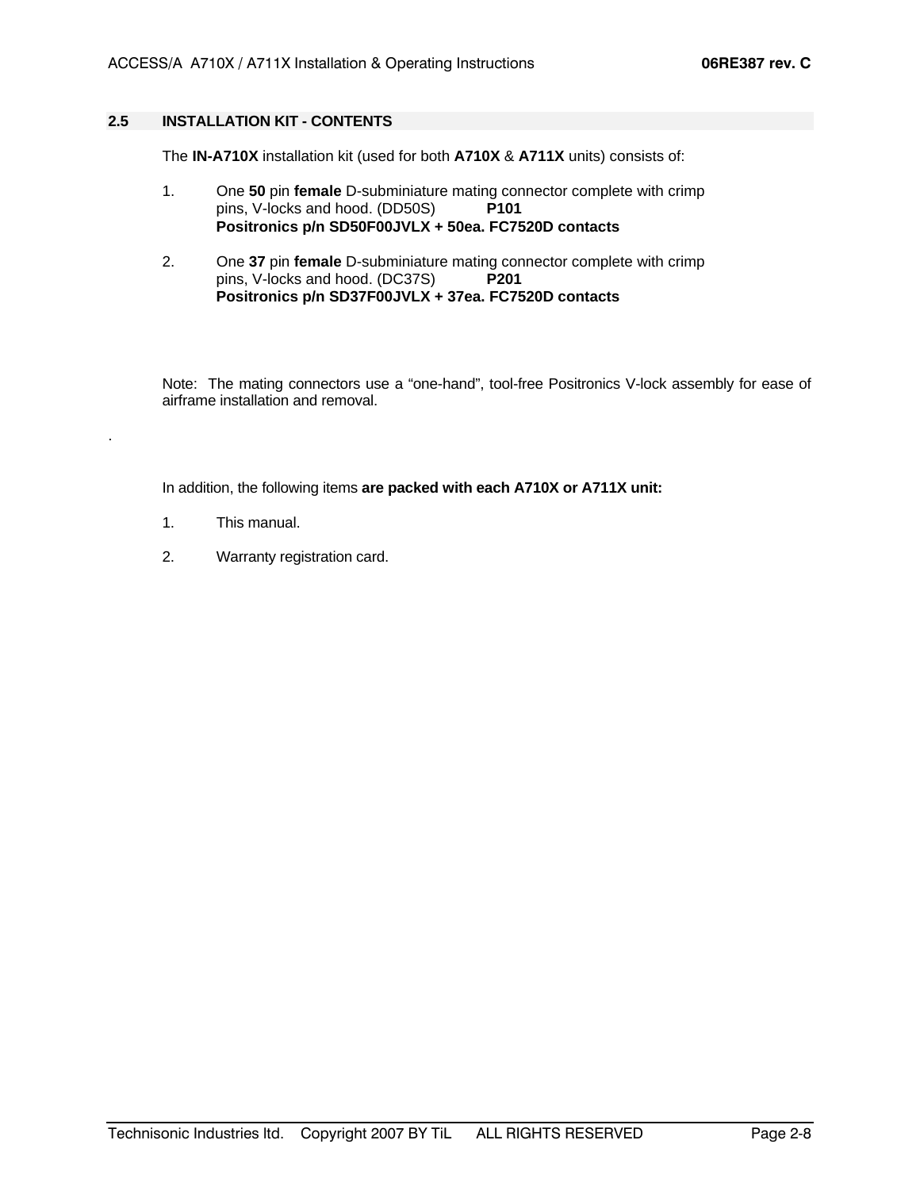## 2.5 INSTALLATION KIT - CONTENTS

The **IN-A710X** installation kit (used for both **A710X** & **A711X** units) consists of:

1. One **50** pin **female** D-subminiature mating connector complete with crimp pins, V-locks and hood. (DD50S) **P101**
   **Positronics p/n SD50F00JVLX + 50ea. FC7520D contacts**

2. One **37** pin **female** D-subminiature mating connector complete with crimp pins, V-locks and hood. (DC37S) **P201**
   **Positronics p/n SD37F00JVLX + 37ea. FC7520D contacts**

Note: The mating connectors use a “one-hand”, tool-free Positronics V-lock assembly for ease of airframe installation and removal.

.

In addition, the following items **are packed with each A710X or A711X unit:**

1. This manual.

2. Warranty registration card.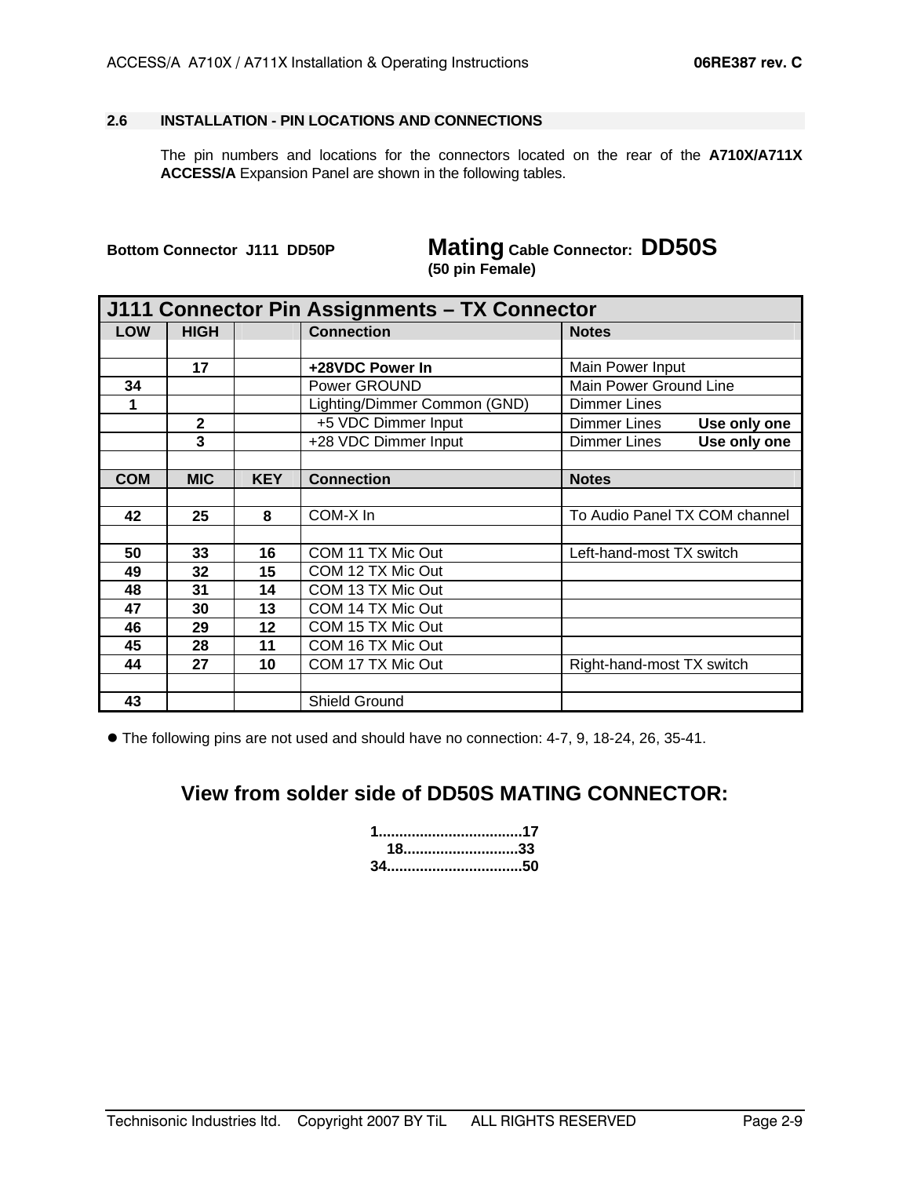## 2.6 INSTALLATION - PIN LOCATIONS AND CONNECTIONS

The pin numbers and locations for the connectors located on the rear of the **A710X/A711X ACCESS/A** Expansion Panel are shown in the following tables.

**Bottom Connector J111 DD50P** **Mating Cable Connector: DD50S (50 pin Female)**

| **J111 Connector Pin Assignments – TX Connector** | | | | |
|---|---|---|---|---|
| **LOW** | **HIGH** | | **Connection** | **Notes** |
| | | | | |
| | **17** | | **+28VDC Power In** | Main Power Input |
| **34** | | | Power GROUND | Main Power Ground Line |
| **1** | | | Lighting/Dimmer Common (GND) | Dimmer Lines |
| | **2** | | +5 VDC Dimmer Input | Dimmer Lines **Use only one** |
| | **3** | | +28 VDC Dimmer Input | Dimmer Lines **Use only one** |
| | | | | |
| **COM** | **MIC** | **KEY** | **Connection** | **Notes** |
| | | | | |
| **42** | **25** | **8** | COM-X In | To Audio Panel TX COM channel |
| | | | | |
| **50** | **33** | **16** | COM 11 TX Mic Out | Left-hand-most TX switch |
| **49** | **32** | **15** | COM 12 TX Mic Out | |
| **48** | **31** | **14** | COM 13 TX Mic Out | |
| **47** | **30** | **13** | COM 14 TX Mic Out | |
| **46** | **29** | **12** | COM 15 TX Mic Out | |
| **45** | **28** | **11** | COM 16 TX Mic Out | |
| **44** | **27** | **10** | COM 17 TX Mic Out | Right-hand-most TX switch |
| | | | | |
| **43** | | | Shield Ground | |

- The following pins are not used and should have no connection: 4-7, 9, 18-24, 26, 35-41.

### View from solder side of DD50S MATING CONNECTOR:

**1...................................17**
**18............................33**
**34.................................50**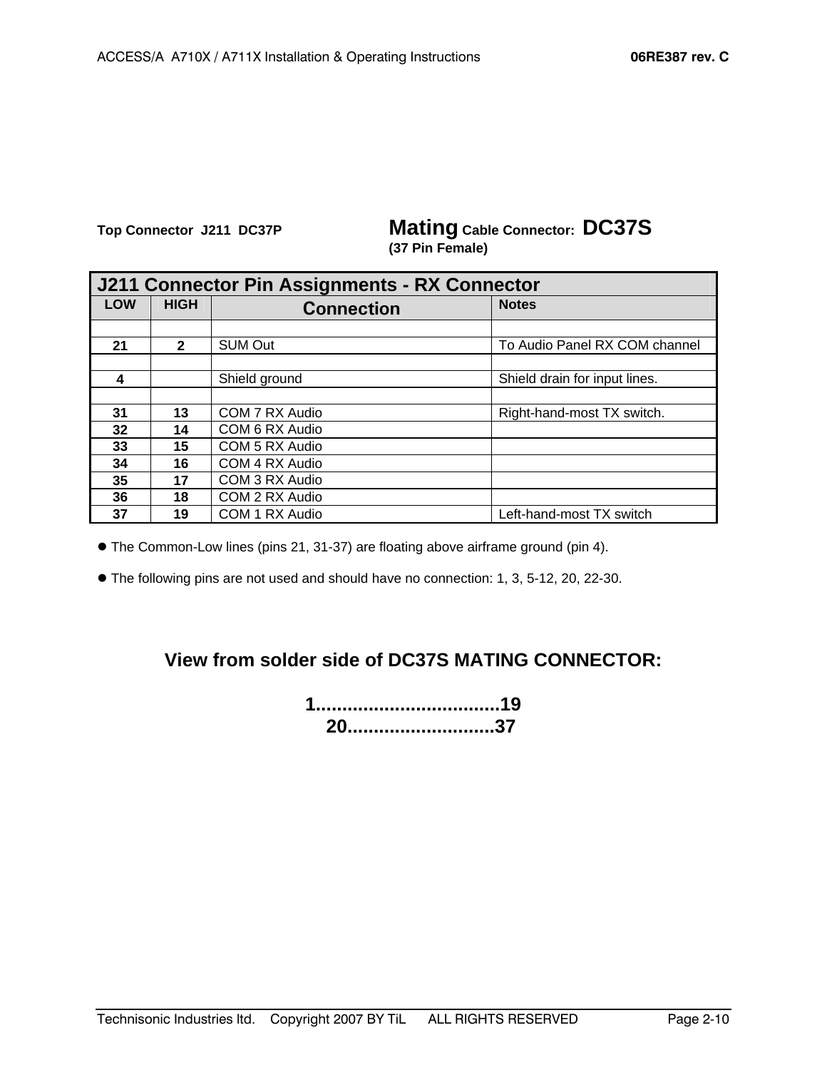**Top Connector J211 DC37P** **Mating Cable Connector: DC37S**
**(37 Pin Female)**

| J211 Connector Pin Assignments - RX Connector | | | |
|---|---|---|---|
| **LOW** | **HIGH** | **Connection** | **Notes** |
| | | | |
| **21** | **2** | SUM Out | To Audio Panel RX COM channel |
| | | | |
| **4** | | Shield ground | Shield drain for input lines. |
| | | | |
| **31** | **13** | COM 7 RX Audio | Right-hand-most TX switch. |
| **32** | **14** | COM 6 RX Audio | |
| **33** | **15** | COM 5 RX Audio | |
| **34** | **16** | COM 4 RX Audio | |
| **35** | **17** | COM 3 RX Audio | |
| **36** | **18** | COM 2 RX Audio | |
| **37** | **19** | COM 1 RX Audio | Left-hand-most TX switch |

- The Common-Low lines (pins 21, 31-37) are floating above airframe ground (pin 4).
- The following pins are not used and should have no connection: 1, 3, 5-12, 20, 22-30.

## View from solder side of DC37S MATING CONNECTOR:

**1..................................19**
**20...........................37**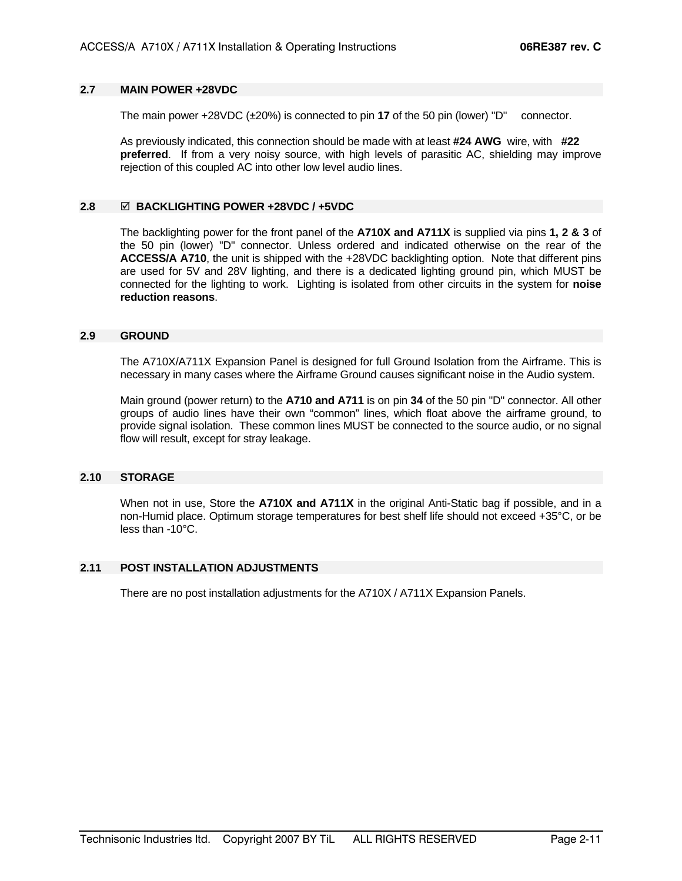## 2.7 MAIN POWER +28VDC

The main power +28VDC (±20%) is connected to pin **17** of the 50 pin (lower) "D" connector.

As previously indicated, this connection should be made with at least **#24 AWG** wire, with **#22 preferred**. If from a very noisy source, with high levels of parasitic AC, shielding may improve rejection of this coupled AC into other low level audio lines.

## 2.8 ☑ BACKLIGHTING POWER +28VDC / +5VDC

The backlighting power for the front panel of the **A710X and A711X** is supplied via pins **1, 2 & 3** of the 50 pin (lower) "D" connector. Unless ordered and indicated otherwise on the rear of the **ACCESS/A A710**, the unit is shipped with the +28VDC backlighting option. Note that different pins are used for 5V and 28V lighting, and there is a dedicated lighting ground pin, which MUST be connected for the lighting to work. Lighting is isolated from other circuits in the system for **noise reduction reasons**.

## 2.9 GROUND

The A710X/A711X Expansion Panel is designed for full Ground Isolation from the Airframe. This is necessary in many cases where the Airframe Ground causes significant noise in the Audio system.

Main ground (power return) to the **A710 and A711** is on pin **34** of the 50 pin "D" connector. All other groups of audio lines have their own "common" lines, which float above the airframe ground, to provide signal isolation. These common lines MUST be connected to the source audio, or no signal flow will result, except for stray leakage.

## 2.10 STORAGE

When not in use, Store the **A710X and A711X** in the original Anti-Static bag if possible, and in a non-Humid place. Optimum storage temperatures for best shelf life should not exceed +35°C, or be less than -10°C.

## 2.11 POST INSTALLATION ADJUSTMENTS

There are no post installation adjustments for the A710X / A711X Expansion Panels.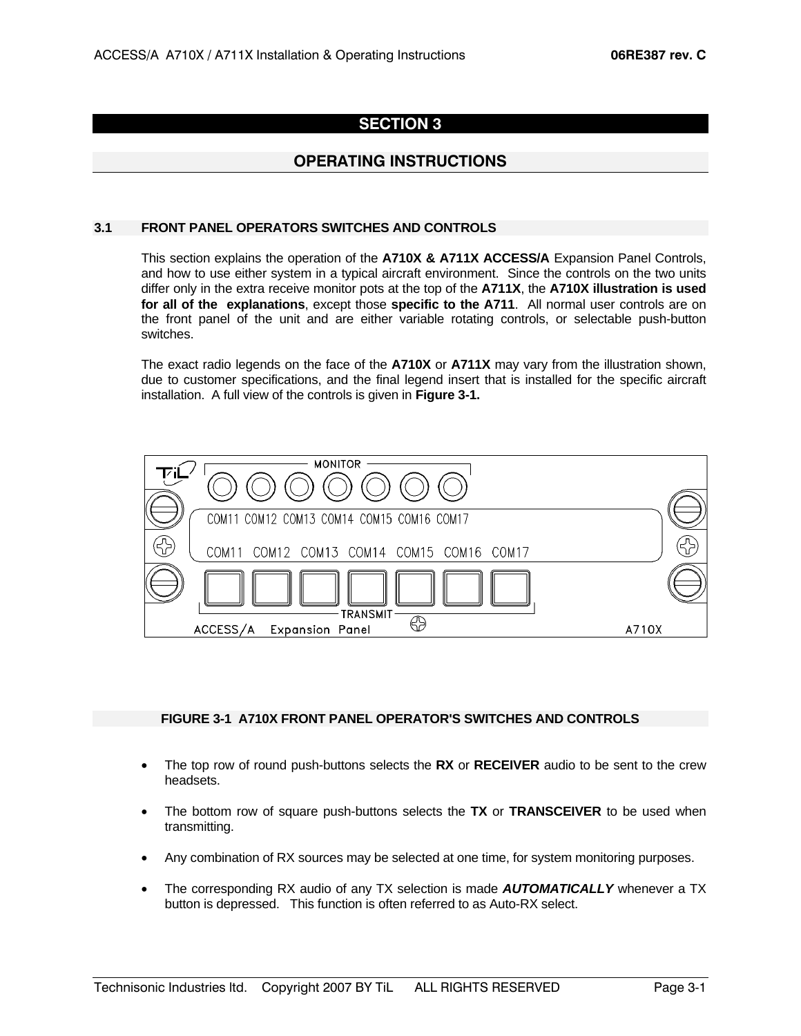# SECTION 3

## OPERATING INSTRUCTIONS

### 3.1 FRONT PANEL OPERATORS SWITCHES AND CONTROLS

This section explains the operation of the **A710X & A711X ACCESS/A** Expansion Panel Controls, and how to use either system in a typical aircraft environment. Since the controls on the two units differ only in the extra receive monitor pots at the top of the **A711X**, the **A710X illustration is used for all of the explanations**, except those **specific to the A711**. All normal user controls are on the front panel of the unit and are either variable rotating controls, or selectable push-button switches.

The exact radio legends on the face of the **A710X** or **A711X** may vary from the illustration shown, due to customer specifications, and the final legend insert that is installed for the specific aircraft installation. A full view of the controls is given in **Figure 3-1.**

**FIGURE 3-1 A710X FRONT PANEL OPERATOR'S SWITCHES AND CONTROLS**

- The top row of round push-buttons selects the **RX** or **RECEIVER** audio to be sent to the crew headsets.
- The bottom row of square push-buttons selects the **TX** or **TRANSCEIVER** to be used when transmitting.
- Any combination of RX sources may be selected at one time, for system monitoring purposes.
- The corresponding RX audio of any TX selection is made ***AUTOMATICALLY*** whenever a TX button is depressed. This function is often referred to as Auto-RX select.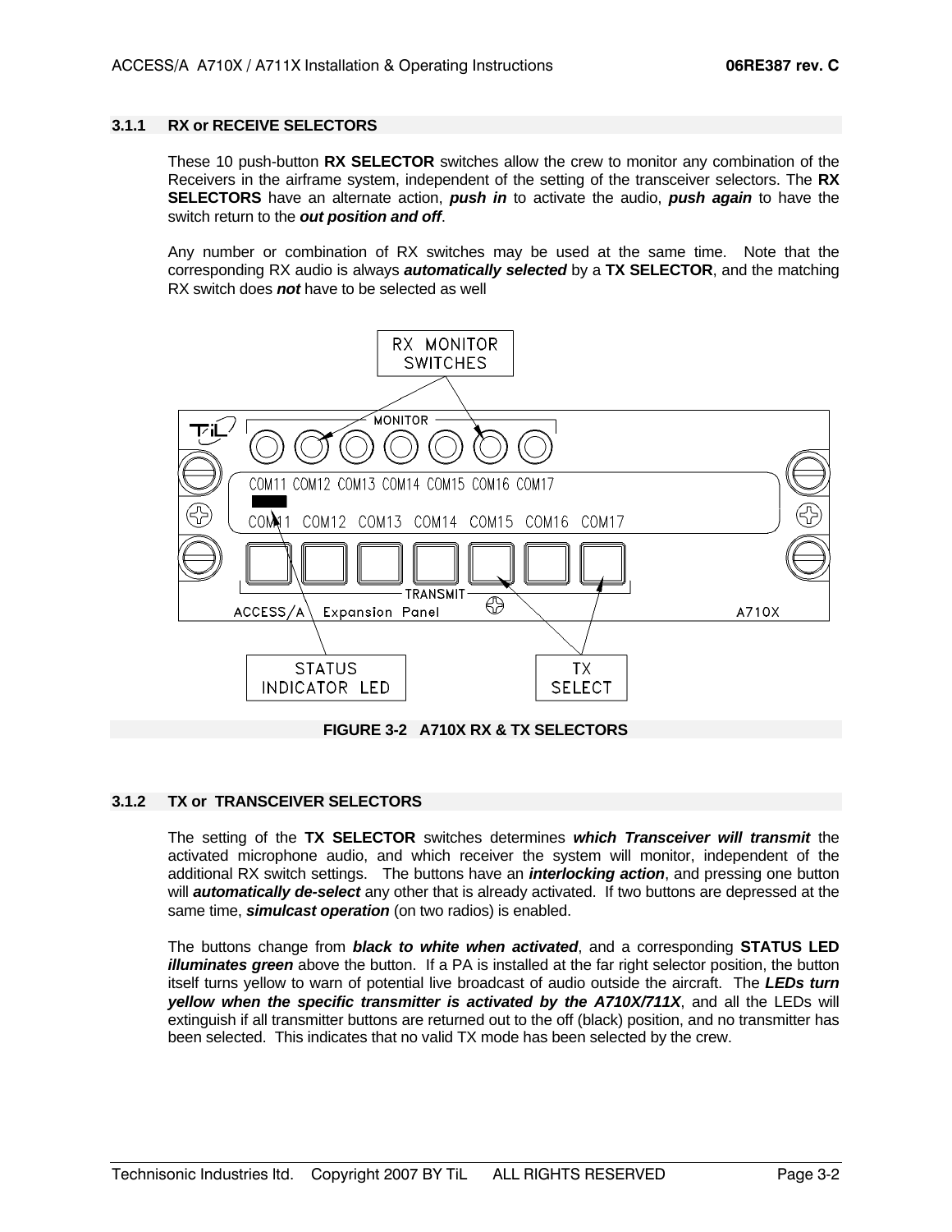### 3.1.1 RX or RECEIVE SELECTORS

These 10 push-button **RX SELECTOR** switches allow the crew to monitor any combination of the Receivers in the airframe system, independent of the setting of the transceiver selectors. The **RX SELECTORS** have an alternate action, ***push in*** to activate the audio, ***push again*** to have the switch return to the ***out position and off***.

Any number or combination of RX switches may be used at the same time. Note that the corresponding RX audio is always ***automatically selected*** by a **TX SELECTOR**, and the matching RX switch does ***not*** have to be selected as well

**FIGURE 3-2 A710X RX & TX SELECTORS**

### 3.1.2 TX or TRANSCEIVER SELECTORS

The setting of the **TX SELECTOR** switches determines ***which Transceiver will transmit*** the activated microphone audio, and which receiver the system will monitor, independent of the additional RX switch settings. The buttons have an ***interlocking action***, and pressing one button will ***automatically de-select*** any other that is already activated. If two buttons are depressed at the same time, ***simulcast operation*** (on two radios) is enabled.

The buttons change from ***black to white when activated***, and a corresponding **STATUS LED *illuminates green*** above the button. If a PA is installed at the far right selector position, the button itself turns yellow to warn of potential live broadcast of audio outside the aircraft. The ***LEDs turn yellow when the specific transmitter is activated by the A710X/711X***, and all the LEDs will extinguish if all transmitter buttons are returned out to the off (black) position, and no transmitter has been selected. This indicates that no valid TX mode has been selected by the crew.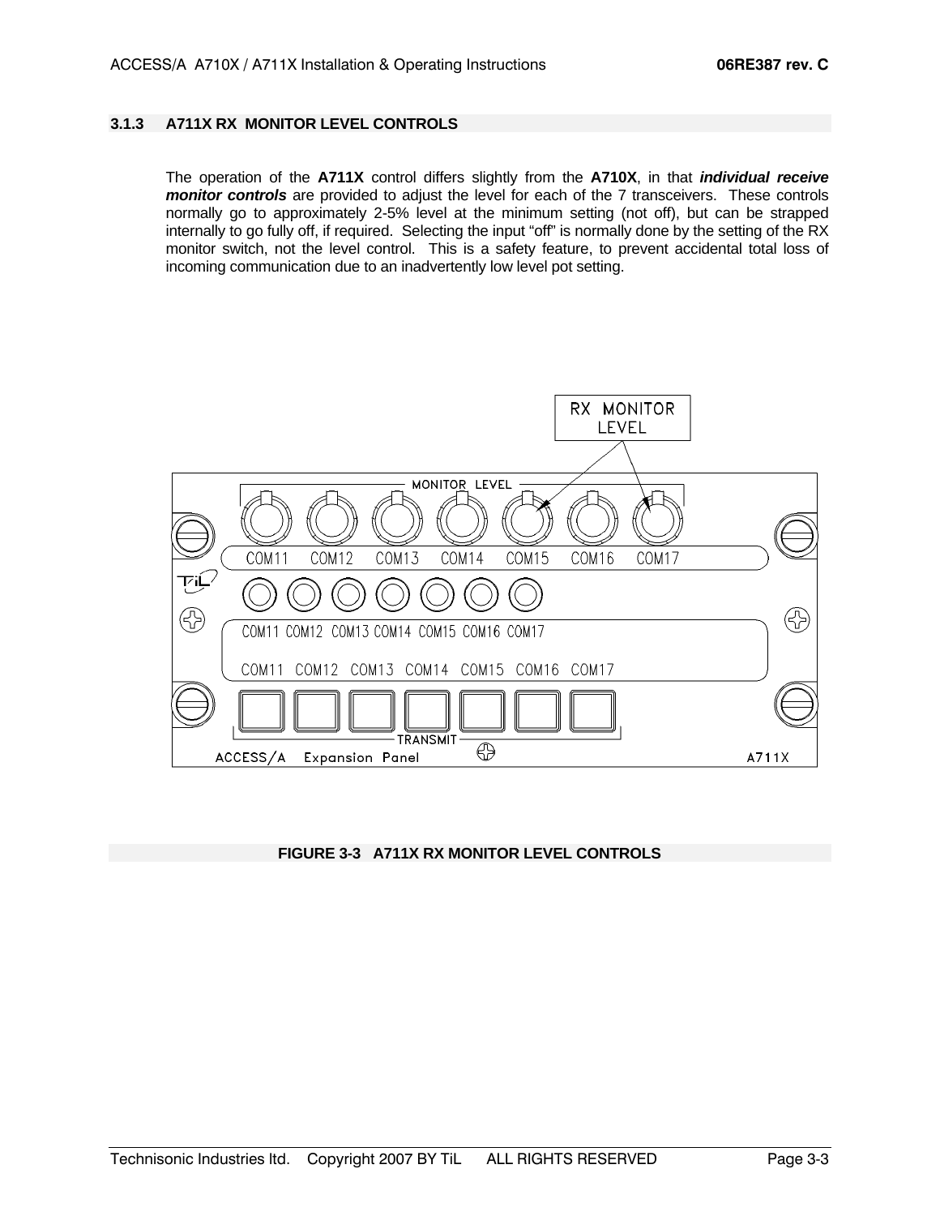### 3.1.3 A711X RX MONITOR LEVEL CONTROLS

The operation of the **A711X** control differs slightly from the **A710X**, in that ***individual receive monitor controls*** are provided to adjust the level for each of the 7 transceivers. These controls normally go to approximately 2-5% level at the minimum setting (not off), but can be strapped internally to go fully off, if required. Selecting the input "off" is normally done by the setting of the RX monitor switch, not the level control. This is a safety feature, to prevent accidental total loss of incoming communication due to an inadvertently low level pot setting.

RX MONITOR LEVEL

MONITOR LEVEL

COM11 COM12 COM13 COM14 COM15 COM16 COM17

COM11 COM12 COM13 COM14 COM15 COM16 COM17

COM11 COM12 COM13 COM14 COM15 COM16 COM17

TRANSMIT

ACCESS/A Expansion Panel A711X

**FIGURE 3-3 A711X RX MONITOR LEVEL CONTROLS**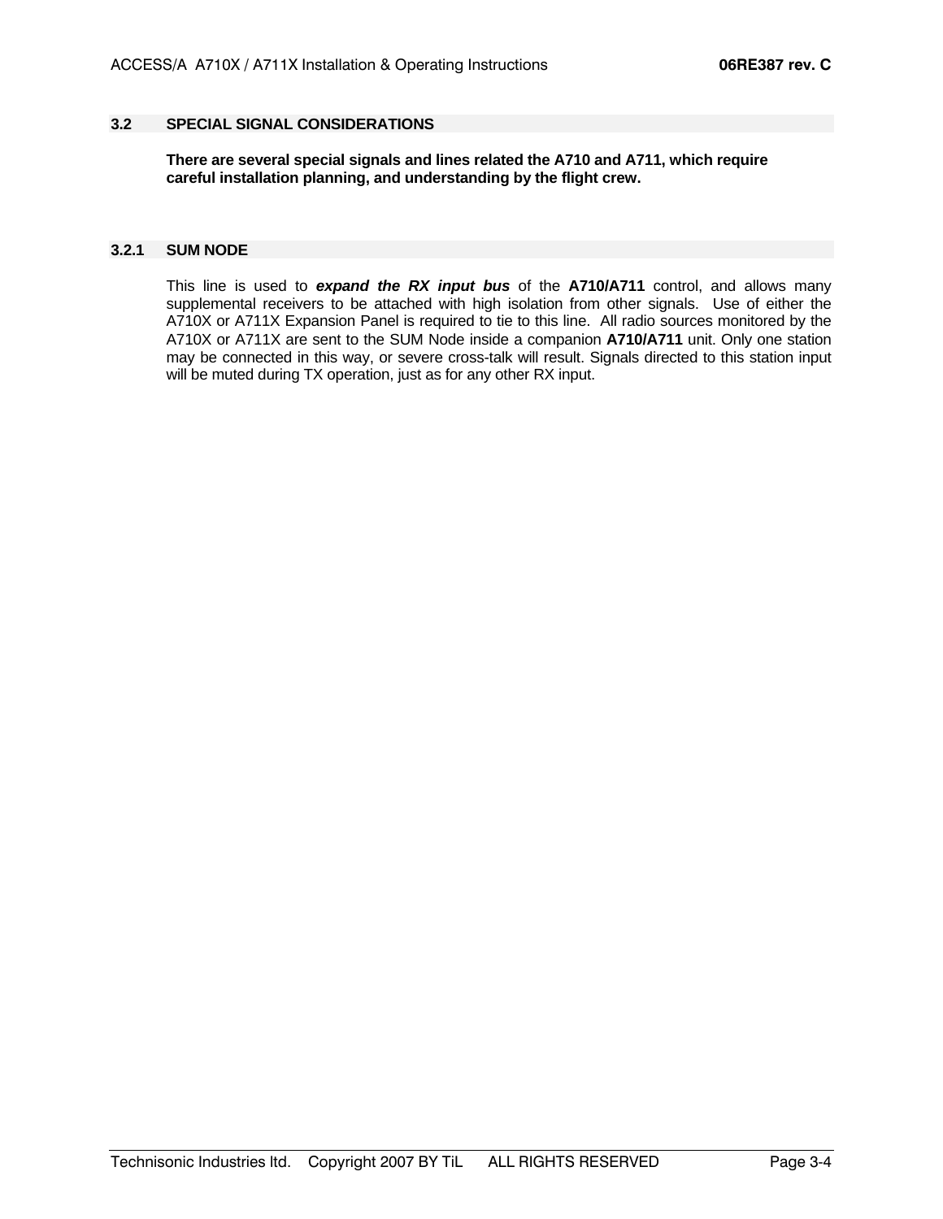## 3.2 SPECIAL SIGNAL CONSIDERATIONS

**There are several special signals and lines related the A710 and A711, which require careful installation planning, and understanding by the flight crew.**

### 3.2.1 SUM NODE

This line is used to ***expand the RX input bus*** of the **A710/A711** control, and allows many supplemental receivers to be attached with high isolation from other signals. Use of either the A710X or A711X Expansion Panel is required to tie to this line. All radio sources monitored by the A710X or A711X are sent to the SUM Node inside a companion **A710/A711** unit. Only one station may be connected in this way, or severe cross-talk will result. Signals directed to this station input will be muted during TX operation, just as for any other RX input.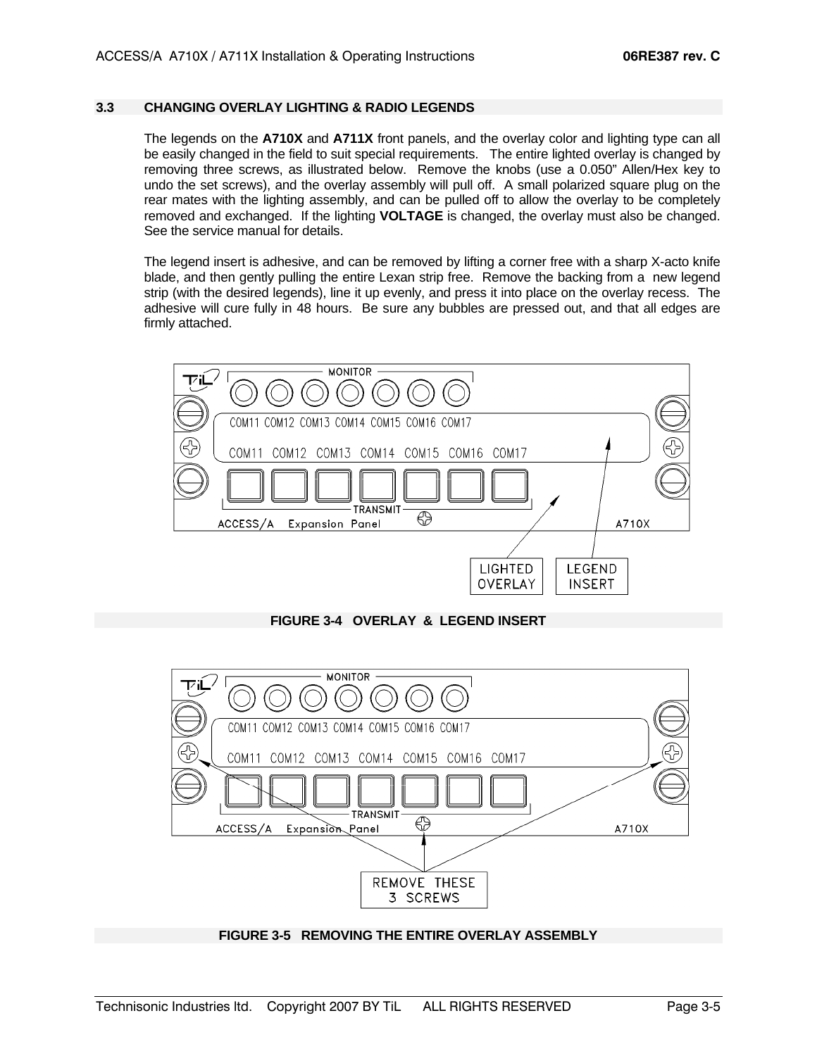### 3.3 CHANGING OVERLAY LIGHTING & RADIO LEGENDS

The legends on the **A710X** and **A711X** front panels, and the overlay color and lighting type can all be easily changed in the field to suit special requirements. The entire lighted overlay is changed by removing three screws, as illustrated below. Remove the knobs (use a 0.050" Allen/Hex key to undo the set screws), and the overlay assembly will pull off. A small polarized square plug on the rear mates with the lighting assembly, and can be pulled off to allow the overlay to be completely removed and exchanged. If the lighting **VOLTAGE** is changed, the overlay must also be changed. See the service manual for details.

The legend insert is adhesive, and can be removed by lifting a corner free with a sharp X-acto knife blade, and then gently pulling the entire Lexan strip free. Remove the backing from a new legend strip (with the desired legends), line it up evenly, and press it into place on the overlay recess. The adhesive will cure fully in 48 hours. Be sure any bubbles are pressed out, and that all edges are firmly attached.

TiL

MONITOR

COM11 COM12 COM13 COM14 COM15 COM16 COM17

COM11 COM12 COM13 COM14 COM15 COM16 COM17

TRANSMIT

ACCESS/A Expansion Panel

A710X

LIGHTED OVERLAY

LEGEND INSERT

**FIGURE 3-4 OVERLAY & LEGEND INSERT**

TiL

MONITOR

COM11 COM12 COM13 COM14 COM15 COM16 COM17

COM11 COM12 COM13 COM14 COM15 COM16 COM17

TRANSMIT

ACCESS/A Expansion Panel

A710X

REMOVE THESE 3 SCREWS

**FIGURE 3-5 REMOVING THE ENTIRE OVERLAY ASSEMBLY**